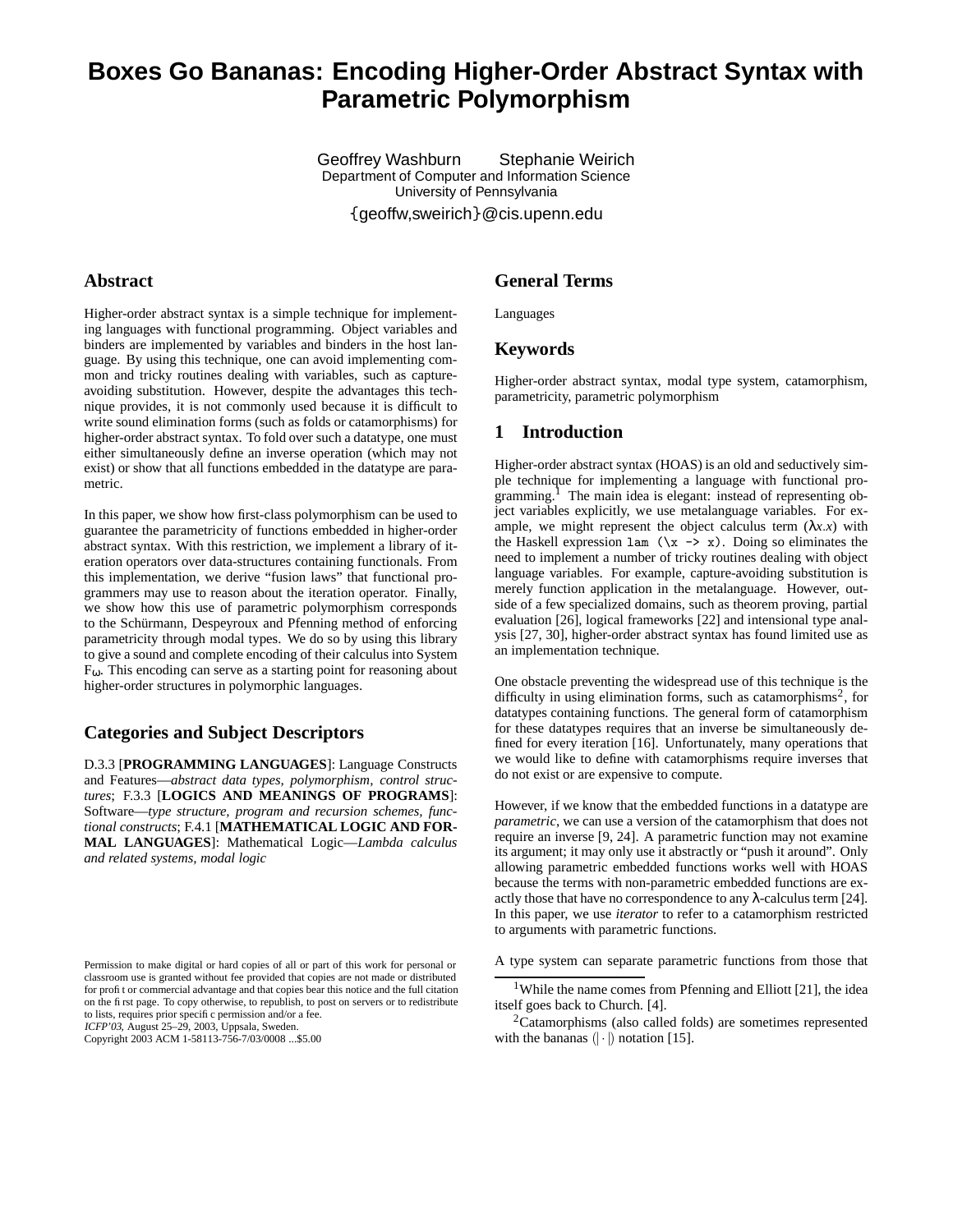# Boxes Go Bananas: Encoding Higher-Order Abstract Syntax with Parametric Polymorphism

Geoffrey Washburn  Stephanie Weirich
Department of Computer and Information Science
University of Pennsylvania
{geoffw,sweirich}@cis.upenn.edu

## Abstract

Higher-order abstract syntax is a simple technique for implementing languages with functional programming. Object variables and binders are implemented by variables and binders in the host language. By using this technique, one can avoid implementing common and tricky routines dealing with variables, such as capture-avoiding substitution. However, despite the advantages this technique provides, it is not commonly used because it is difficult to write sound elimination forms (such as folds or catamorphisms) for higher-order abstract syntax. To fold over such a datatype, one must either simultaneously define an inverse operation (which may not exist) or show that all functions embedded in the datatype are parametric.

In this paper, we show how first-class polymorphism can be used to guarantee the parametricity of functions embedded in higher-order abstract syntax. With this restriction, we implement a library of iteration operators over data-structures containing functionals. From this implementation, we derive "fusion laws" that functional programmers may use to reason about the iteration operator. Finally, we show how this use of parametric polymorphism corresponds to the Schürmann, Despeyroux and Pfenning method of enforcing parametricity through modal types. We do so by using this library to give a sound and complete encoding of their calculus into System $F_\omega$. This encoding can serve as a starting point for reasoning about higher-order structures in polymorphic languages.

## Categories and Subject Descriptors

D.3.3 [**PROGRAMMING LANGUAGES**]: Language Constructs and Features—*abstract data types, polymorphism, control structures*; F.3.3 [**LOGICS AND MEANINGS OF PROGRAMS**]: Software—*type structure, program and recursion schemes, functional constructs*; F.4.1 [**MATHEMATICAL LOGIC AND FORMAL LANGUAGES**]: Mathematical Logic—*Lambda calculus and related systems, modal logic*

Permission to make digital or hard copies of all or part of this work for personal or classroom use is granted without fee provided that copies are not made or distributed for profit or commercial advantage and that copies bear this notice and the full citation on the first page. To copy otherwise, to republish, to post on servers or to redistribute to lists, requires prior specific permission and/or a fee.
*ICFP'03,* August 25–29, 2003, Uppsala, Sweden.
Copyright 2003 ACM 1-58113-756-7/03/0008 ...$5.00

## General Terms

Languages

## Keywords

Higher-order abstract syntax, modal type system, catamorphism, parametricity, parametric polymorphism

## 1 Introduction

Higher-order abstract syntax (HOAS) is an old and seductively simple technique for implementing a language with functional programming.[1] The main idea is elegant: instead of representing object variables explicitly, we use metalanguage variables. For example, we might represent the object calculus term ($\lambda x.x$) with the Haskell expression `lam (\x -> x)`. Doing so eliminates the need to implement a number of tricky routines dealing with object language variables. For example, capture-avoiding substitution is merely function application in the metalanguage. However, outside of a few specialized domains, such as theorem proving, partial evaluation [26], logical frameworks [22] and intensional type analysis [27, 30], higher-order abstract syntax has found limited use as an implementation technique.

One obstacle preventing the widespread use of this technique is the difficulty in using elimination forms, such as catamorphisms[2], for datatypes containing functions. The general form of catamorphism for these datatypes requires that an inverse be simultaneously defined for every iteration [16]. Unfortunately, many operations that we would like to define with catamorphisms require inverses that do not exist or are expensive to compute.

However, if we know that the embedded functions in a datatype are *parametric*, we can use a version of the catamorphism that does not require an inverse [9, 24]. A parametric function may not examine its argument; it may only use it abstractly or "push it around". Only allowing parametric embedded functions works well with HOAS because the terms with non-parametric embedded functions are exactly those that have no correspondence to any $\lambda$-calculus term [24]. In this paper, we use *iterator* to refer to a catamorphism restricted to arguments with parametric functions.

A type system can separate parametric functions from those that

[1] While the name comes from Pfenning and Elliott [21], the idea itself goes back to Church. [4].

[2] Catamorphisms (also called folds) are sometimes represented with the bananas $(\!|\cdot|\!)$ notation [15].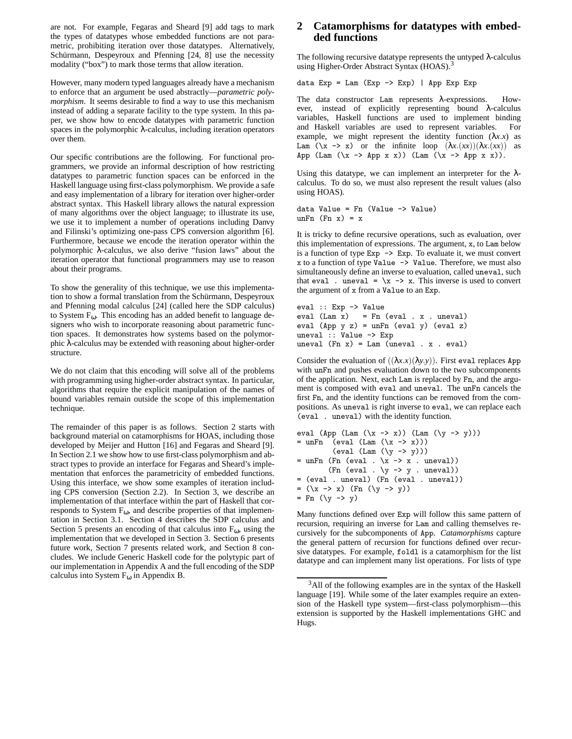are not. For example, Fegaras and Sheard [9] add tags to mark the types of datatypes whose embedded functions are not parametric, prohibiting iteration over those datatypes. Alternatively, Schürmann, Despeyroux and Pfenning [24, 8] use the necessity modality ("box") to mark those terms that allow iteration.

However, many modern typed languages already have a mechanism to enforce that an argument be used abstractly—*parametric polymorphism*. It seems desirable to find a way to use this mechanism instead of adding a separate facility to the type system. In this paper, we show how to encode datatypes with parametric function spaces in the polymorphic λ-calculus, including iteration operators over them.

Our specific contributions are the following. For functional programmers, we provide an informal description of how restricting datatypes to parametric function spaces can be enforced in the Haskell language using first-class polymorphism. We provide a safe and easy implementation of a library for iteration over higher-order abstract syntax. This Haskell library allows the natural expression of many algorithms over the object language; to illustrate its use, we use it to implement a number of operations including Danvy and Filinski's optimizing one-pass CPS conversion algorithm [6]. Furthermore, because we encode the iteration operator within the polymorphic λ-calculus, we also derive "fusion laws" about the iteration operator that functional programmers may use to reason about their programs.

To show the generality of this technique, we use this implementation to show a formal translation from the Schürmann, Despeyroux and Pfenning modal calculus [24] (called here the SDP calculus) to System $F_\omega$. This encoding has an added benefit to language designers who wish to incorporate reasoning about parametric function spaces. It demonstrates how systems based on the polymorphic λ-calculus may be extended with reasoning about higher-order structure.

We do not claim that this encoding will solve all of the problems with programming using higher-order abstract syntax. In particular, algorithms that require the explicit manipulation of the names of bound variables remain outside the scope of this implementation technique.

The remainder of this paper is as follows. Section 2 starts with background material on catamorphisms for HOAS, including those developed by Meijer and Hutton [16] and Fegaras and Sheard [9]. In Section 2.1 we show how to use first-class polymorphism and abstract types to provide an interface for Fegaras and Sheard's implementation that enforces the parametricity of embedded functions. Using this interface, we show some examples of iteration including CPS conversion (Section 2.2). In Section 3, we describe an implementation of that interface within the part of Haskell that corresponds to System $F_\omega$, and describe properties of that implementation in Section 3.1. Section 4 describes the SDP calculus and Section 5 presents an encoding of that calculus into $F_\omega$, using the implementation that we developed in Section 3. Section 6 presents future work, Section 7 presents related work, and Section 8 concludes. We include Generic Haskell code for the polytypic part of our implementation in Appendix A and the full encoding of the SDP calculus into System $F_\omega$ in Appendix B.

## 2 Catamorphisms for datatypes with embedded functions

The following recursive datatype represents the untyped λ-calculus using Higher-Order Abstract Syntax (HOAS).[3]

```
data Exp = Lam (Exp -> Exp) | App Exp Exp
```

The data constructor `Lam` represents λ-expressions. However, instead of explicitly representing bound λ-calculus variables, Haskell functions are used to implement binding and Haskell variables are used to represent variables. For example, we might represent the identity function $(\lambda x.x)$ as `Lam (\x -> x)` or the infinite loop $(\lambda x.(xx))(\lambda x.(xx))$ as `App (Lam (\x -> App x x)) (Lam (\x -> App x x))`.

Using this datatype, we can implement an interpreter for the λ-calculus. To do so, we must also represent the result values (also using HOAS).

```
data Value = Fn (Value -> Value)
unFn (Fn x) = x
```

It is tricky to define recursive operations, such as evaluation, over this implementation of expressions. The argument, `x`, to `Lam` below is a function of type `Exp -> Exp`. To evaluate it, we must convert `x` to a function of type `Value -> Value`. Therefore, we must also simultaneously define an inverse to evaluation, called `uneval`, such that `eval . uneval = \x -> x`. This inverse is used to convert the argument of `x` from a `Value` to an `Exp`.

```
eval :: Exp -> Value
eval (Lam x)   = Fn (eval . x . uneval)
eval (App y z) = unFn (eval y) (eval z)
uneval :: Value -> Exp
uneval (Fn x) = Lam (uneval . x . eval)
```

Consider the evaluation of $((\lambda x.x)(\lambda y.y))$. First `eval` replaces `App` with `unFn` and pushes evaluation down to the two subcomponents of the application. Next, each `Lam` is replaced by `Fn`, and the argument is composed with `eval` and `uneval`. The `unFn` cancels the first `Fn`, and the identity functions can be removed from the compositions. As `uneval` is right inverse to `eval`, we can replace each `(eval . uneval)` with the identity function.

```
eval (App (Lam (\x -> x)) (Lam (\y -> y)))
= unFn  (eval (Lam (\x -> x)))
        (eval (Lam (\y -> y)))
= unFn (Fn (eval . \x -> x . uneval))
       (Fn (eval . \y -> y . uneval))
= (eval . uneval) (Fn (eval . uneval))
= (\x -> x) (Fn (\y -> y))
= Fn (\y -> y)
```

Many functions defined over `Exp` will follow this same pattern of recursion, requiring an inverse for `Lam` and calling themselves recursively for the subcomponents of `App`. *Catamorphisms* capture the general pattern of recursion for functions defined over recursive datatypes. For example, `foldl` is a catamorphism for the list datatype and can implement many list operations. For lists of type

[3] All of the following examples are in the syntax of the Haskell language [19]. While some of the later examples require an extension of the Haskell type system—first-class polymorphism—this extension is supported by the Haskell implementations GHC and Hugs.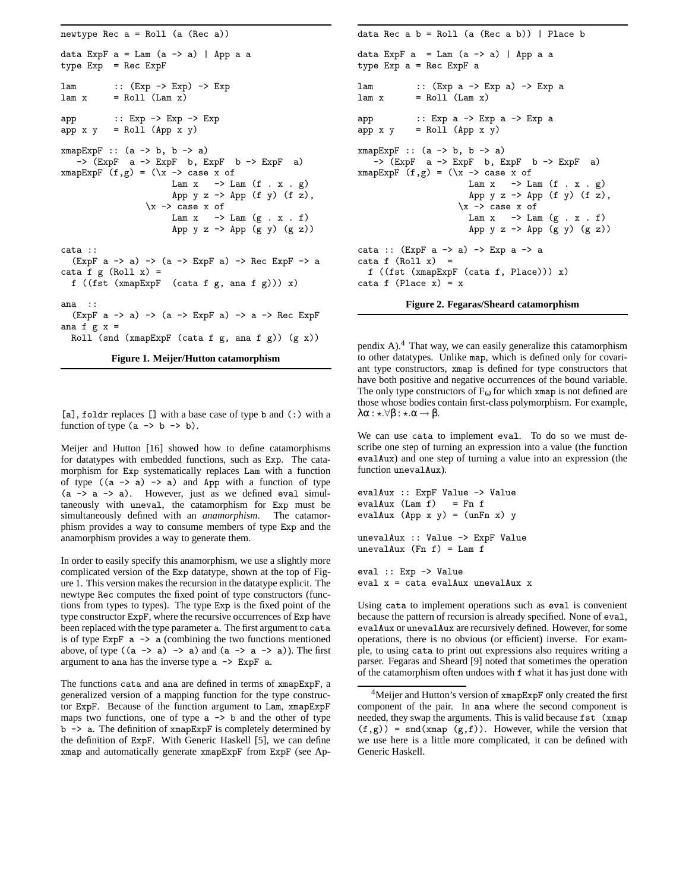```
newtype Rec a = Roll (a (Rec a))

data ExpF a = Lam (a -> a) | App a a
type Exp  = Rec ExpF

lam       :: (Exp -> Exp) -> Exp
lam x     = Roll (Lam x)

app       :: Exp -> Exp -> Exp
app x y   = Roll (App x y)

xmapExpF :: (a -> b, b -> a)
   -> (ExpF  a -> ExpF  b, ExpF  b -> ExpF  a)
xmapExpF (f,g) = (\x -> case x of
                     Lam x   -> Lam (f . x . g)
                     App y z -> App (f y) (f z),
                \x -> case x of
                     Lam x   -> Lam (g . x . f)
                     App y z -> App (g y) (g z))

cata ::
  (ExpF a -> a) -> (a -> ExpF a) -> Rec ExpF -> a
cata f g (Roll x) =
  f ((fst (xmapExpF  (cata f g, ana f g))) x)

ana  ::
  (ExpF a -> a) -> (a -> ExpF a) -> a -> Rec ExpF
ana f g x =
  Roll (snd (xmapExpF (cata f g, ana f g)) (g x))
```

**Figure 1. Meijer/Hutton catamorphism**

```
data Rec a b = Roll (a (Rec a b)) | Place b

data ExpF a  = Lam (a -> a) | App a a
type Exp a = Rec ExpF a

lam        :: (Exp a -> Exp a) -> Exp a
lam x      = Roll (Lam x)

app        :: Exp a -> Exp a -> Exp a
app x y    = Roll (App x y)

xmapExpF :: (a -> b, b -> a)
   -> (ExpF  a -> ExpF  b, ExpF  b -> ExpF  a)
xmapExpF (f,g) = (\x -> case x of
                   Lam x   -> Lam (f . x . g)
                   App y z -> App (f y) (f z),
                 \x -> case x of
                   Lam x   -> Lam (g . x . f)
                   App y z -> App (g y) (g z))

cata :: (ExpF a -> a) -> Exp a -> a
cata f (Roll x)  =
  f ((fst (xmapExpF (cata f, Place))) x)
cata f (Place x) = x
```

**Figure 2. Fegaras/Sheard catamorphism**

[a], `foldr` replaces [] with a base case of type `b` and `(:)` with a function of type `(a -> b -> b)`.

Meijer and Hutton [16] showed how to define catamorphisms for datatypes with embedded functions, such as `Exp`. The catamorphism for `Exp` systematically replaces `Lam` with a function of type `((a -> a) -> a)` and `App` with a function of type `(a -> a -> a)`. However, just as we defined `eval` simultaneously with `uneval`, the catamorphism for `Exp` must be simultaneously defined with an *anamorphism*. The catamorphism provides a way to consume members of type `Exp` and the anamorphism provides a way to generate them.

In order to easily specify this anamorphism, we use a slightly more complicated version of the `Exp` datatype, shown at the top of Figure 1. This version makes the recursion in the datatype explicit. The newtype `Rec` computes the fixed point of type constructors (functions from types to types). The type `Exp` is the fixed point of the type constructor `ExpF`, where the recursive occurrences of `Exp` have been replaced with the type parameter `a`. The first argument to `cata` is of type `ExpF a -> a` (combining the two functions mentioned above, of type `((a -> a) -> a)` and `(a -> a -> a)`). The first argument to `ana` has the inverse type `a -> ExpF a`.

The functions `cata` and `ana` are defined in terms of `xmapExpF`, a generalized version of a mapping function for the type constructor `ExpF`. Because of the function argument to `Lam`, `xmapExpF` maps two functions, one of type `a -> b` and the other of type `b -> a`. The definition of `xmapExpF` is completely determined by the definition of `ExpF`. With Generic Haskell [5], we can define `xmap` and automatically generate `xmapExpF` from `ExpF` (see Appendix A).[4] That way, we can easily generalize this catamorphism to other datatypes. Unlike `map`, which is defined only for covariant type constructors, `xmap` is defined for type constructors that have both positive and negative occurrences of the bound variable. The only type constructors of $F_\omega$ for which `xmap` is not defined are those whose bodies contain first-class polymorphism. For example, $\lambda\alpha:\star.\forall\beta:\star.\alpha\to\beta$.

We can use `cata` to implement `eval`. To do so we must describe one step of turning an expression into a value (the function `evalAux`) and one step of turning a value into an expression (the function `unevalAux`).

```
evalAux :: ExpF Value -> Value
evalAux (Lam f)   = Fn f
evalAux (App x y) = (unFn x) y

unevalAux :: Value -> ExpF Value
unevalAux (Fn f) = Lam f

eval :: Exp -> Value
eval x = cata evalAux unevalAux x
```

Using `cata` to implement operations such as `eval` is convenient because the pattern of recursion is already specified. None of `eval`, `evalAux` or `unevalAux` are recursively defined. However, for some operations, there is no obvious (or efficient) inverse. For example, to using `cata` to print out expressions also requires writing a parser. Fegaras and Sheard [9] noted that sometimes the operation of the catamorphism often undoes with `f` what it has just done with

[4] Meijer and Hutton's version of `xmapExpF` only created the first component of the pair. In `ana` where the second component is needed, they swap the arguments. This is valid because `fst (xmap (f,g)) = snd(xmap (g,f))`. However, while the version that we use here is a little more complicated, it can be defined with Generic Haskell.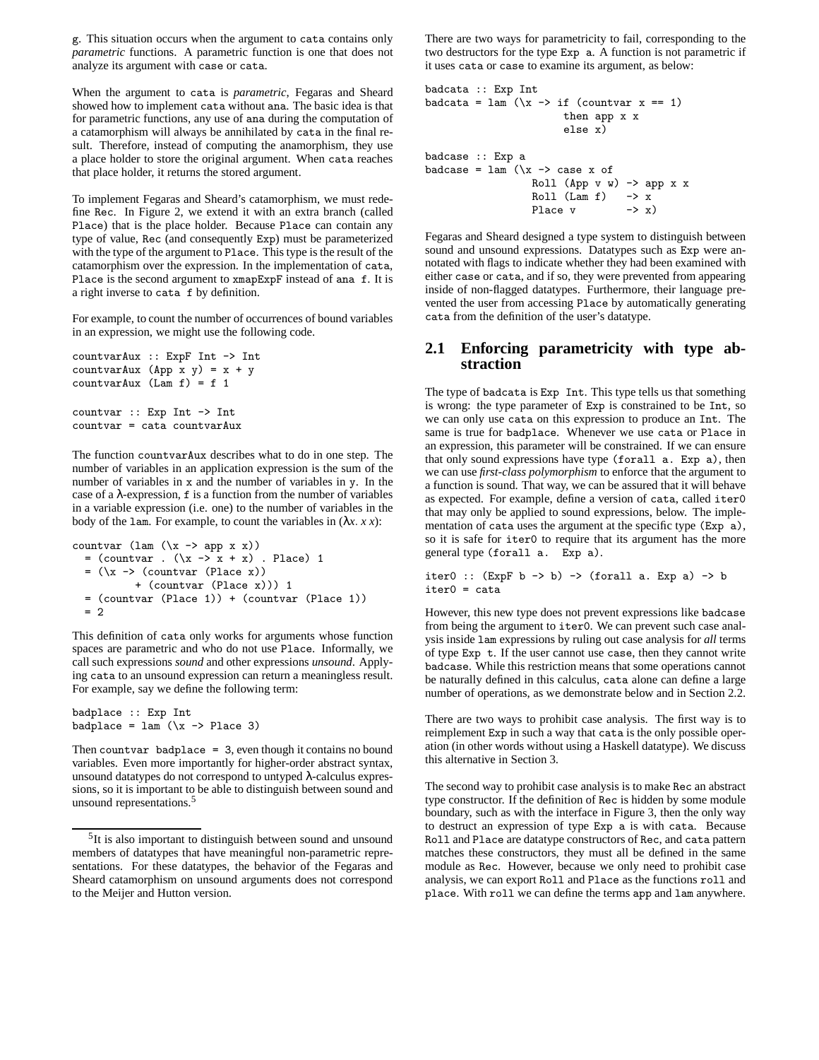g. This situation occurs when the argument to cata contains only *parametric* functions. A parametric function is one that does not analyze its argument with case or cata.

When the argument to cata is *parametric*, Fegaras and Sheard showed how to implement cata without ana. The basic idea is that for parametric functions, any use of ana during the computation of a catamorphism will always be annihilated by cata in the final result. Therefore, instead of computing the anamorphism, they use a place holder to store the original argument. When cata reaches that place holder, it returns the stored argument.

To implement Fegaras and Sheard's catamorphism, we must redefine Rec. In Figure 2, we extend it with an extra branch (called Place) that is the place holder. Because Place can contain any type of value, Rec (and consequently Exp) must be parameterized with the type of the argument to Place. This type is the result of the catamorphism over the expression. In the implementation of cata, Place is the second argument to xmapExpF instead of ana f. It is a right inverse to cata f by definition.

For example, to count the number of occurrences of bound variables in an expression, we might use the following code.

```
countvarAux :: ExpF Int -> Int
countvarAux (App x y) = x + y
countvarAux (Lam f) = f 1

countvar :: Exp Int -> Int
countvar = cata countvarAux
```

The function countvarAux describes what to do in one step. The number of variables in an application expression is the sum of the number of variables in x and the number of variables in y. In the case of a λ-expression, f is a function from the number of variables in a variable expression (i.e. one) to the number of variables in the body of the lam. For example, to count the variables in ($\lambda x.\ x\ x$):

```
countvar (lam (\x -> app x x))
  = (countvar . (\x -> x + x) . Place) 1
  = (\x -> (countvar (Place x))
         + (countvar (Place x))) 1
  = (countvar (Place 1)) + (countvar (Place 1))
  = 2
```

This definition of cata only works for arguments whose function spaces are parametric and who do not use Place. Informally, we call such expressions *sound* and other expressions *unsound*. Applying cata to an unsound expression can return a meaningless result. For example, say we define the following term:

```
badplace :: Exp Int
badplace = lam (\x -> Place 3)
```

Then countvar badplace = 3, even though it contains no bound variables. Even more importantly for higher-order abstract syntax, unsound datatypes do not correspond to untyped λ-calculus expressions, so it is important to be able to distinguish between sound and unsound representations.[5]

[5]It is also important to distinguish between sound and unsound members of datatypes that have meaningful non-parametric representations. For these datatypes, the behavior of the Fegaras and Sheard catamorphism on unsound arguments does not correspond to the Meijer and Hutton version.

There are two ways for parametricity to fail, corresponding to the two destructors for the type Exp a. A function is not parametric if it uses cata or case to examine its argument, as below:

```
badcata :: Exp Int
badcata = lam (\x -> if (countvar x == 1)
                      then app x x
                      else x)

badcase :: Exp a
badcase = lam (\x -> case x of
                Roll (App v w) -> app x x
                Roll (Lam f)   -> x
                Place v        -> x)
```

Fegaras and Sheard designed a type system to distinguish between sound and unsound expressions. Datatypes such as Exp were annotated with flags to indicate whether they had been examined with either case or cata, and if so, they were prevented from appearing inside of non-flagged datatypes. Furthermore, their language prevented the user from accessing Place by automatically generating cata from the definition of the user's datatype.

## 2.1 Enforcing parametricity with type abstraction

The type of badcata is Exp Int. This type tells us that something is wrong: the type parameter of Exp is constrained to be Int, so we can only use cata on this expression to produce an Int. The same is true for badplace. Whenever we use cata or Place in an expression, this parameter will be constrained. If we can ensure that only sound expressions have type (forall a. Exp a), then we can use *first-class polymorphism* to enforce that the argument to a function is sound. That way, we can be assured that it will behave as expected. For example, define a version of cata, called iter0 that may only be applied to sound expressions, below. The implementation of cata uses the argument at the specific type (Exp a), so it is safe for iter0 to require that its argument has the more general type (forall a. Exp a).

```
iter0 :: (ExpF b -> b) -> (forall a. Exp a) -> b
iter0 = cata
```

However, this new type does not prevent expressions like badcase from being the argument to iter0. We can prevent such case analysis inside lam expressions by ruling out case analysis for *all* terms of type Exp t. If the user cannot use case, then they cannot write badcase. While this restriction means that some operations cannot be naturally defined in this calculus, cata alone can define a large number of operations, as we demonstrate below and in Section 2.2.

There are two ways to prohibit case analysis. The first way is to reimplement Exp in such a way that cata is the only possible operation (in other words without using a Haskell datatype). We discuss this alternative in Section 3.

The second way to prohibit case analysis is to make Rec an abstract type constructor. If the definition of Rec is hidden by some module boundary, such as with the interface in Figure 3, then the only way to destruct an expression of type Exp a is with cata. Because Roll and Place are datatype constructors of Rec, and cata pattern matches these constructors, they must all be defined in the same module as Rec. However, because we only need to prohibit case analysis, we can export Roll and Place as the functions roll and place. With roll we can define the terms app and lam anywhere.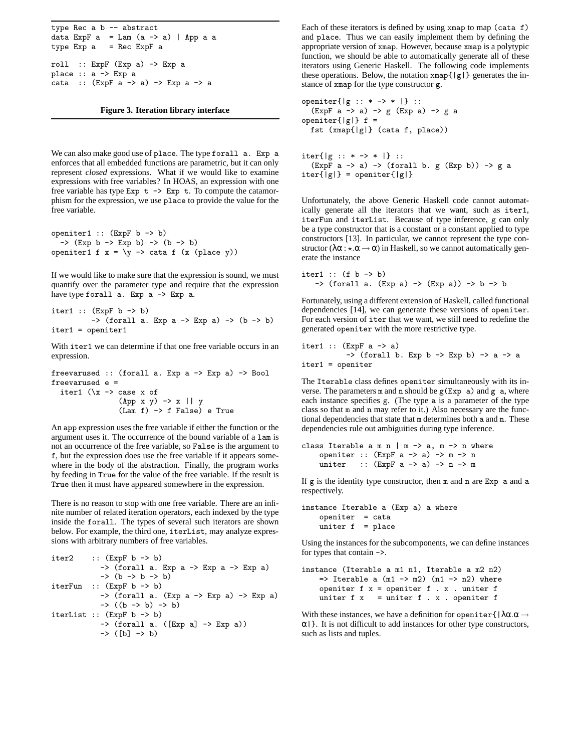```
type Rec a b -- abstract
data ExpF a  = Lam (a -> a) | App a a
type Exp a   = Rec ExpF a

roll  :: ExpF (Exp a) -> Exp a
place :: a -> Exp a
cata  :: (ExpF a -> a) -> Exp a -> a
```

**Figure 3. Iteration library interface**

We can also make good use of `place`. The type `forall a. Exp a` enforces that all embedded functions are parametric, but it can only represent *closed* expressions. What if we would like to examine expressions with free variables? In HOAS, an expression with one free variable has type `Exp t -> Exp t`. To compute the catamorphism for the expression, we use `place` to provide the value for the free variable.

```
openiter1 :: (ExpF b -> b)
  -> (Exp b -> Exp b) -> (b -> b)
openiter1 f x = \y -> cata f (x (place y))
```

If we would like to make sure that the expression is sound, we must quantify over the parameter type and require that the expression have type `forall a. Exp a -> Exp a`.

```
iter1 :: (ExpF b -> b)
         -> (forall a. Exp a -> Exp a) -> (b -> b)
iter1 = openiter1
```

With `iter1` we can determine if that one free variable occurs in an expression.

```
freevarused :: (forall a. Exp a -> Exp a) -> Bool
freevarused e =
  iter1 (\x -> case x of
              (App x y) -> x || y
              (Lam f) -> f False) e True
```

An `app` expression uses the free variable if either the function or the argument uses it. The occurrence of the bound variable of a `lam` is not an occurrence of the free variable, so `False` is the argument to `f`, but the expression does use the free variable if it appears somewhere in the body of the abstraction. Finally, the program works by feeding in `True` for the value of the free variable. If the result is `True` then it must have appeared somewhere in the expression.

There is no reason to stop with one free variable. There are an infinite number of related iteration operators, each indexed by the type inside the `forall`. The types of several such iterators are shown below. For example, the third one, `iterList`, may analyze expressions with arbitrary numbers of free variables.

```
iter2    :: (ExpF b -> b)
           -> (forall a. Exp a -> Exp a -> Exp a)
           -> (b -> b -> b)
iterFun  :: (ExpF b -> b)
           -> (forall a. (Exp a -> Exp a) -> Exp a)
           -> ((b -> b) -> b)
iterList :: (ExpF b -> b)
           -> (forall a. ([Exp a] -> Exp a))
           -> ([b] -> b)
```

Each of these iterators is defined by using `xmap` to map `(cata f)` and `place`. Thus we can easily implement them by defining the appropriate version of `xmap`. However, because `xmap` is a polytypic function, we should be able to automatically generate all of these iterators using Generic Haskell. The following code implements these operations. Below, the notation `xmap{|g|}` generates the instance of `xmap` for the type constructor `g`.

```
openiter{|g :: * -> * |} ::
  (ExpF a -> a) -> g (Exp a) -> g a
openiter{|g|} f =
  fst (xmap{|g|} (cata f, place))


iter{|g :: * -> * |} ::
  (ExpF a -> a) -> (forall b. g (Exp b)) -> g a
iter{|g|} = openiter{|g|}
```

Unfortunately, the above Generic Haskell code cannot automatically generate all the iterators that we want, such as `iter1`, `iterFun` and `iterList`. Because of type inference, `g` can only be a type constructor that is a constant or a constant applied to type constructors [13]. In particular, we cannot represent the type constructor $(\lambda\alpha:\star.\alpha \rightarrow \alpha)$ in Haskell, so we cannot automatically generate the instance

```
iter1 :: (f b -> b)
   -> (forall a. (Exp a) -> (Exp a)) -> b -> b
```

Fortunately, using a different extension of Haskell, called functional dependencies [14], we can generate these versions of `openiter`. For each version of `iter` that we want, we still need to redefine the generated `openiter` with the more restrictive type.

```
iter1 :: (ExpF a -> a)
          -> (forall b. Exp b -> Exp b) -> a -> a
iter1 = openiter
```

The `Iterable` class defines `openiter` simultaneously with its inverse. The parameters `m` and `n` should be `g(Exp a)` and `g a`, where each instance specifies `g`. (The type `a` is a parameter of the type class so that `m` and `n` may refer to it.) Also necessary are the functional dependencies that state that `m` determines both `a` and `n`. These dependencies rule out ambiguities during type inference.

```
class Iterable a m n | m -> a, m -> n where
    openiter :: (ExpF a -> a) -> m -> n
    uniter   :: (ExpF a -> a) -> n -> m
```

If `g` is the identity type constructor, then `m` and `n` are `Exp a` and `a` respectively.

```
instance Iterable a (Exp a) a where
    openiter  = cata
    uniter f  = place
```

Using the instances for the subcomponents, we can define instances for types that contain `->`.

```
instance (Iterable a m1 n1, Iterable a m2 n2)
    => Iterable a (m1 -> m2) (n1 -> n2) where
    openiter f x = openiter f . x . uniter f
    uniter f x   = uniter f . x . openiter f
```

With these instances, we have a definition for `openiter{|`$\lambda\alpha.\alpha \rightarrow \alpha$`|}`. It is not difficult to add instances for other type constructors, such as lists and tuples.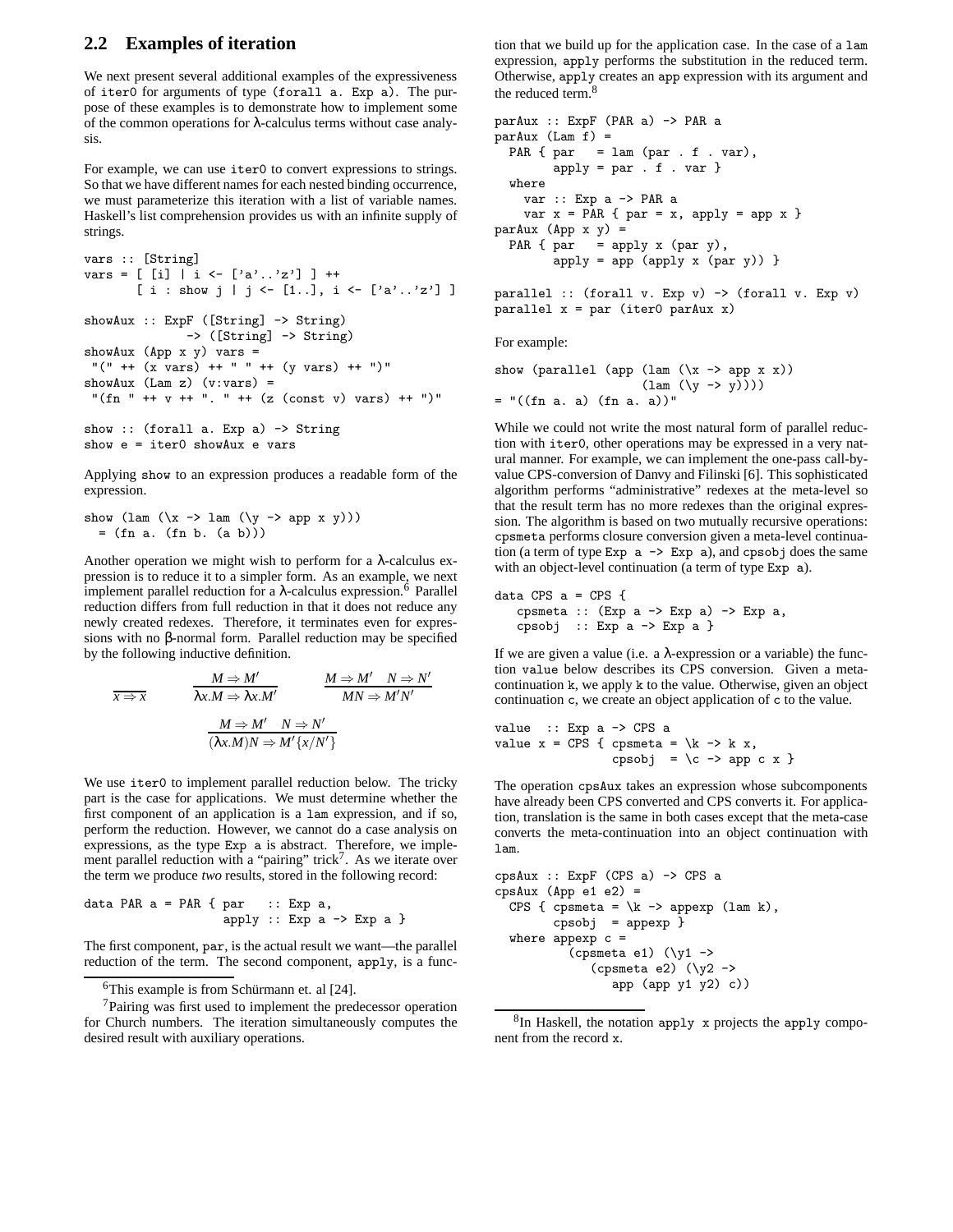## 2.2 Examples of iteration

We next present several additional examples of the expressiveness of `iter0` for arguments of type `(forall a. Exp a)`. The purpose of these examples is to demonstrate how to implement some of the common operations for λ-calculus terms without case analysis.

For example, we can use `iter0` to convert expressions to strings. So that we have different names for each nested binding occurrence, we must parameterize this iteration with a list of variable names. Haskell's list comprehension provides us with an infinite supply of strings.

```
vars :: [String]
vars = [ [i] | i <- ['a'..'z'] ] ++
       [ i : show j | j <- [1..], i <- ['a'..'z'] ]

showAux :: ExpF ([String] -> String)
              -> ([String] -> String)
showAux (App x y) vars =
 "(" ++ (x vars) ++ " " ++ (y vars) ++ ")"
showAux (Lam z) (v:vars) =
 "(fn " ++ v ++ ". " ++ (z (const v) vars) ++ ")"

show :: (forall a. Exp a) -> String
show e = iter0 showAux e vars
```

Applying `show` to an expression produces a readable form of the expression.

```
show (lam (\x -> lam (\y -> app x y)))
  = (fn a. (fn b. (a b)))
```

Another operation we might wish to perform for a λ-calculus expression is to reduce it to a simpler form. As an example, we next implement parallel reduction for a λ-calculus expression.[6] Parallel reduction differs from full reduction in that it does not reduce any newly created redexes. Therefore, it terminates even for expressions with no β-normal form. Parallel reduction may be specified by the following inductive definition.

$$\frac{}{x \Rightarrow x} \qquad \frac{M \Rightarrow M'}{\lambda x.M \Rightarrow \lambda x.M'} \qquad \frac{M \Rightarrow M' \quad N \Rightarrow N'}{MN \Rightarrow M'N'}$$

$$\frac{M \Rightarrow M' \quad N \Rightarrow N'}{(\lambda x.M)N \Rightarrow M'\{x/N'\}}$$

We use `iter0` to implement parallel reduction below. The tricky part is the case for applications. We must determine whether the first component of an application is a `lam` expression, and if so, perform the reduction. However, we cannot do a case analysis on expressions, as the type `Exp a` is abstract. Therefore, we implement parallel reduction with a "pairing" trick[7]. As we iterate over the term we produce *two* results, stored in the following record:

```
data PAR a = PAR { par   :: Exp a,
                   apply :: Exp a -> Exp a }
```

The first component, `par`, is the actual result we want—the parallel reduction of the term. The second component, `apply`, is a function that we build up for the application case. In the case of a `lam` expression, `apply` performs the substitution in the reduced term. Otherwise, `apply` creates an `app` expression with its argument and the reduced term.[8]

```
parAux :: ExpF (PAR a) -> PAR a
parAux (Lam f) =
  PAR { par   = lam (par . f . var),
        apply = par . f . var }
  where
    var :: Exp a -> PAR a
    var x = PAR { par = x, apply = app x }
parAux (App x y) =
  PAR { par   = apply x (par y),
        apply = app (apply x (par y)) }

parallel :: (forall v. Exp v) -> (forall v. Exp v)
parallel x = par (iter0 parAux x)
```

For example:

```
show (parallel (app (lam (\x -> app x x))
                    (lam (\y -> y))))
= "((fn a. a) (fn a. a))"
```

While we could not write the most natural form of parallel reduction with `iter0`, other operations may be expressed in a very natural manner. For example, we can implement the one-pass call-by-value CPS-conversion of Danvy and Filinski [6]. This sophisticated algorithm performs "administrative" redexes at the meta-level so that the result term has no more redexes than the original expression. The algorithm is based on two mutually recursive operations: `cpsmeta` performs closure conversion given a meta-level continuation (a term of type `Exp a -> Exp a`), and `cpsobj` does the same with an object-level continuation (a term of type `Exp a`).

```
data CPS a = CPS {
   cpsmeta :: (Exp a -> Exp a) -> Exp a,
   cpsobj  :: Exp a -> Exp a }
```

If we are given a value (i.e. a λ-expression or a variable) the function `value` below describes its CPS conversion. Given a meta-continuation `k`, we apply `k` to the value. Otherwise, given an object continuation `c`, we create an object application of `c` to the value.

```
value  :: Exp a -> CPS a
value x = CPS { cpsmeta = \k -> k x,
                cpsobj  = \c -> app c x }
```

The operation `cpsAux` takes an expression whose subcomponents have already been CPS converted and CPS converts it. For application, translation is the same in both cases except that the meta-case converts the meta-continuation into an object continuation with `lam`.

```
cpsAux :: ExpF (CPS a) -> CPS a
cpsAux (App e1 e2) =
  CPS { cpsmeta = \k -> appexp (lam k),
        cpsobj  = appexp }
  where appexp c =
          (cpsmeta e1) (\y1 ->
             (cpsmeta e2) (\y2 ->
                app (app y1 y2) c))
```

[6] This example is from Schürmann et. al [24].

[7] Pairing was first used to implement the predecessor operation for Church numbers. The iteration simultaneously computes the desired result with auxiliary operations.

[8] In Haskell, the notation `apply x` projects the `apply` component from the record `x`.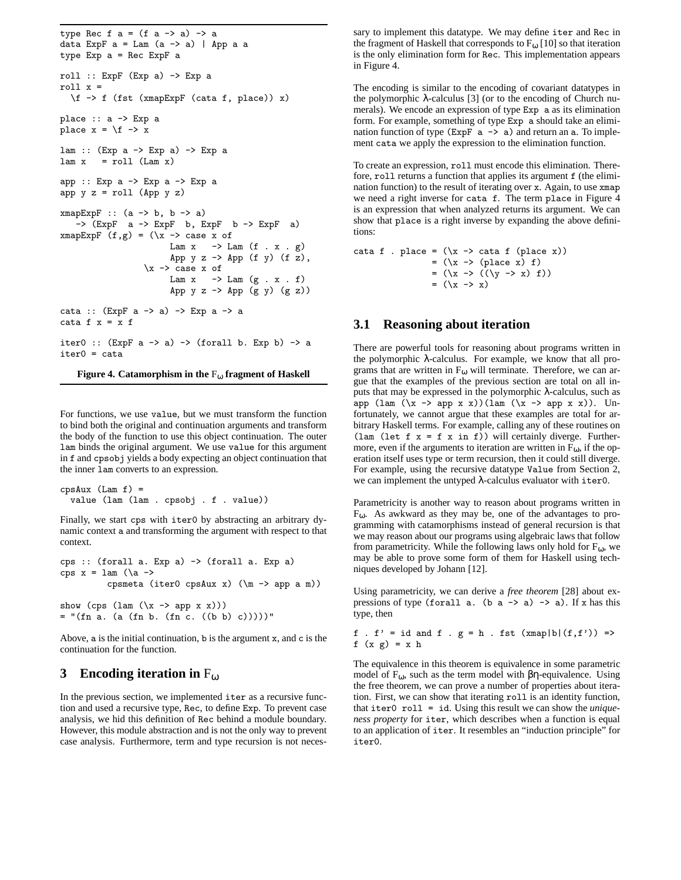```
type Rec f a = (f a -> a) -> a
data ExpF a = Lam (a -> a) | App a a
type Exp a = Rec ExpF a

roll :: ExpF (Exp a) -> Exp a
roll x =
  \f -> f (fst (xmapExpF (cata f, place)) x)

place :: a -> Exp a
place x = \f -> x

lam :: (Exp a -> Exp a) -> Exp a
lam x   = roll (Lam x)

app :: Exp a -> Exp a -> Exp a
app y z = roll (App y z)

xmapExpF :: (a -> b, b -> a)
   -> (ExpF  a -> ExpF  b, ExpF  b -> ExpF  a)
xmapExpF (f,g) = (\x -> case x of
                    Lam x   -> Lam (f . x . g)
                    App y z -> App (f y) (f z),
                 \x -> case x of
                    Lam x   -> Lam (g . x . f)
                    App y z -> App (g y) (g z))

cata :: (ExpF a -> a) -> Exp a -> a
cata f x = x f

iter0 :: (ExpF a -> a) -> (forall b. Exp b) -> a
iter0 = cata
```

**Figure 4. Catamorphism in the $F_\omega$ fragment of Haskell**

For functions, we use `value`, but we must transform the function to bind both the original and continuation arguments and transform the body of the function to use this object continuation. The outer `lam` binds the original argument. We use `value` for this argument in `f` and `cpsobj` yields a body expecting an object continuation that the inner `lam` converts to an expression.

```
cpsAux (Lam f) =
  value (lam (lam . cpsobj . f . value))
```

Finally, we start `cps` with `iter0` by abstracting an arbitrary dynamic context `a` and transforming the argument with respect to that context.

```
cps :: (forall a. Exp a) -> (forall a. Exp a)
cps x = lam (\a ->
         cpsmeta (iter0 cpsAux x) (\m -> app a m))

show (cps (lam (\x -> app x x)))
= "(fn a. (a (fn b. (fn c. ((b b) c)))))"
```

Above, `a` is the initial continuation, `b` is the argument `x`, and `c` is the continuation for the function.

# 3 Encoding iteration in $F_\omega$

In the previous section, we implemented `iter` as a recursive function and used a recursive type, `Rec`, to define `Exp`. To prevent case analysis, we hid this definition of `Rec` behind a module boundary. However, this module abstraction and is not the only way to prevent case analysis. Furthermore, term and type recursion is not necessary to implement this datatype. We may define `iter` and `Rec` in the fragment of Haskell that corresponds to $F_\omega$ [10] so that iteration is the only elimination form for `Rec`. This implementation appears in Figure 4.

The encoding is similar to the encoding of covariant datatypes in the polymorphic λ-calculus [3] (or to the encoding of Church numerals). We encode an expression of type `Exp a` as its elimination form. For example, something of type `Exp a` should take an elimination function of type `(ExpF a -> a)` and return an `a`. To implement `cata` we apply the expression to the elimination function.

To create an expression, `roll` must encode this elimination. Therefore, `roll` returns a function that applies its argument `f` (the elimination function) to the result of iterating over `x`. Again, to use `xmap` we need a right inverse for `cata f`. The term `place` in Figure 4 is an expression that when analyzed returns its argument. We can show that `place` is a right inverse by expanding the above definitions:

```
cata f . place = (\x -> cata f (place x))
               = (\x -> (place x) f)
               = (\x -> ((\y -> x) f))
               = (\x -> x)
```

## 3.1 Reasoning about iteration

There are powerful tools for reasoning about programs written in the polymorphic λ-calculus. For example, we know that all programs that are written in $F_\omega$ will terminate. Therefore, we can argue that the examples of the previous section are total on all inputs that may be expressed in the polymorphic λ-calculus, such as `app (lam (\x -> app x x))(lam (\x -> app x x))`. Unfortunately, we cannot argue that these examples are total for arbitrary Haskell terms. For example, calling any of these routines on `(lam (let f x = f x in f))` will certainly diverge. Furthermore, even if the arguments to iteration are written in $F_\omega$, if the operation itself uses type or term recursion, then it could still diverge. For example, using the recursive datatype `Value` from Section 2, we can implement the untyped λ-calculus evaluator with `iter0`.

Parametricity is another way to reason about programs written in $F_\omega$. As awkward as they may be, one of the advantages to programming with catamorphisms instead of general recursion is that we may reason about our programs using algebraic laws that follow from parametricity. While the following laws only hold for $F_\omega$, we may be able to prove some form of them for Haskell using techniques developed by Johann [12].

Using parametricity, we can derive a *free theorem* [28] about expressions of type `(forall a. (b a -> a) -> a)`. If `x` has this type, then

```
f . f' = id and f . g = h . fst (xmap|b|(f,f')) =>
f (x g) = x h
```

The equivalence in this theorem is equivalence in some parametric model of $F_\omega$, such as the term model with βη-equivalence. Using the free theorem, we can prove a number of properties about iteration. First, we can show that iterating `roll` is an identity function, that `iter0 roll = id`. Using this result we can show the *uniqueness property* for `iter`, which describes when a function is equal to an application of `iter`. It resembles an "induction principle" for `iter0`.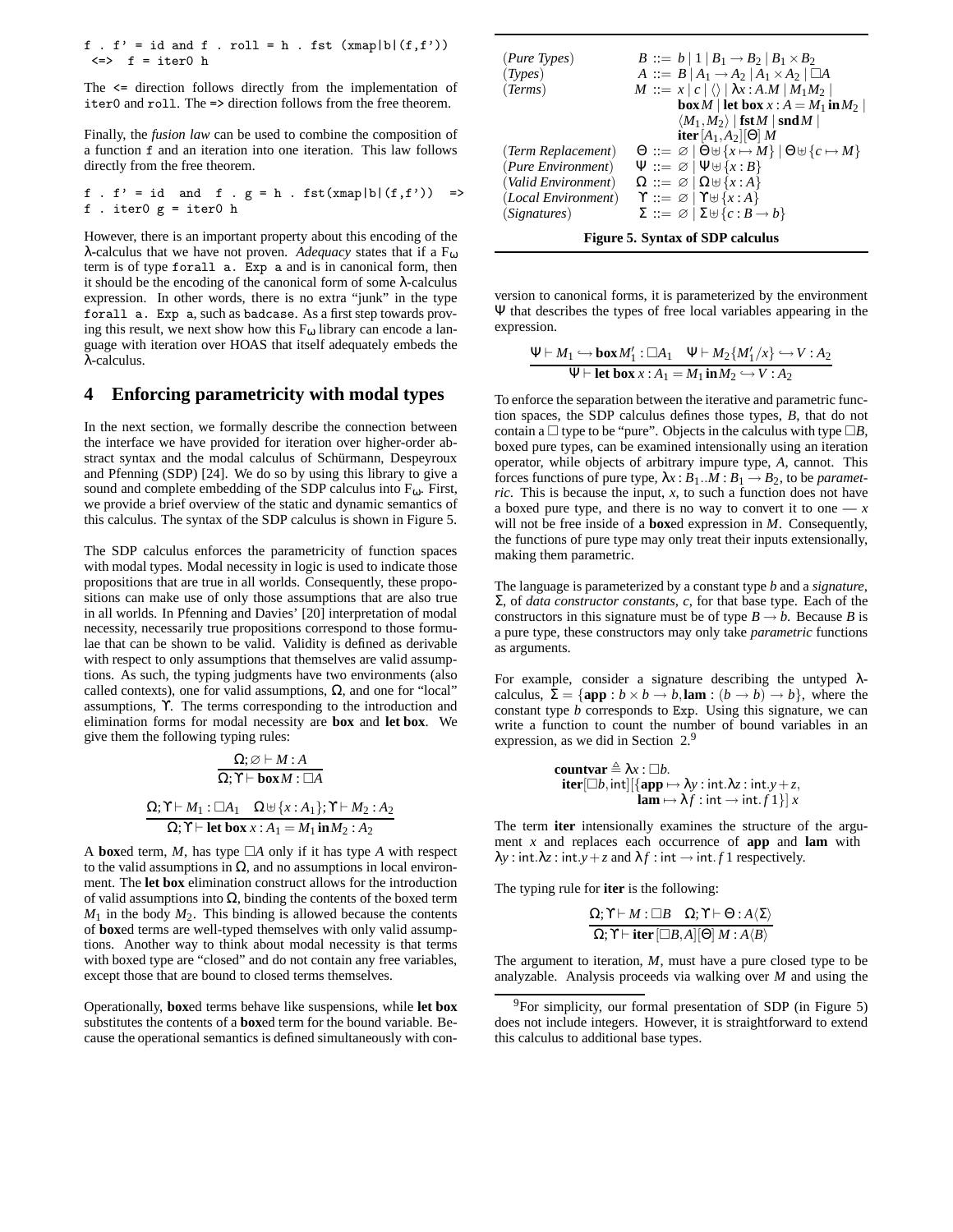```
f . f' = id and f . roll = h . fst (xmap|b|(f,f'))
 <=>  f = iter0 h
```

The `<=` direction follows directly from the implementation of `iter0` and `roll`. The `=>` direction follows from the free theorem.

Finally, the *fusion law* can be used to combine the composition of a function `f` and an iteration into one iteration. This law follows directly from the free theorem.

```
f . f' = id  and  f . g = h . fst(xmap|b|(f,f'))  =>
f . iter0 g = iter0 h
```

However, there is an important property about this encoding of the λ-calculus that we have not proven. *Adequacy* states that if a $F_\omega$ term is of type `forall a. Exp a` and is in canonical form, then it should be the encoding of the canonical form of some λ-calculus expression. In other words, there is no extra "junk" in the type `forall a. Exp a`, such as `badcase`. As a first step towards proving this result, we next show how this $F_\omega$ library can encode a language with iteration over HOAS that itself adequately embeds the λ-calculus.

## 4 Enforcing parametricity with modal types

In the next section, we formally describe the connection between the interface we have provided for iteration over higher-order abstract syntax and the modal calculus of Schürmann, Despeyroux and Pfenning (SDP) [24]. We do so by using this library to give a sound and complete embedding of the SDP calculus into $F_\omega$. First, we provide a brief overview of the static and dynamic semantics of this calculus. The syntax of the SDP calculus is shown in Figure 5.

The SDP calculus enforces the parametricity of function spaces with modal types. Modal necessity in logic is used to indicate those propositions that are true in all worlds. Consequently, these propositions can make use of only those assumptions that are also true in all worlds. In Pfenning and Davies' [20] interpretation of modal necessity, necessarily true propositions correspond to those formulae that can be shown to be valid. Validity is defined as derivable with respect to only assumptions that themselves are valid assumptions. As such, the typing judgments have two environments (also called contexts), one for valid assumptions, Ω, and one for "local" assumptions, ϒ. The terms corresponding to the introduction and elimination forms for modal necessity are **box** and **let box**. We give them the following typing rules:

$$\frac{\Omega;\varnothing \vdash M : A}{\Omega;\Upsilon \vdash \mathbf{box}\, M : \Box A}$$

$$\frac{\Omega;\Upsilon \vdash M_1 : \Box A_1 \quad \Omega \uplus \{x : A_1\};\Upsilon \vdash M_2 : A_2}{\Omega;\Upsilon \vdash \mathbf{let\ box}\; x : A_1 = M_1 \,\mathbf{in}\, M_2 : A_2}$$

A **box**ed term, $M$, has type $\Box A$ only if it has type $A$ with respect to the valid assumptions in Ω, and no assumptions in local environment. The **let box** elimination construct allows for the introduction of valid assumptions into Ω, binding the contents of the boxed term $M_1$ in the body $M_2$. This binding is allowed because the contents of **box**ed terms are well-typed themselves with only valid assumptions. Another way to think about modal necessity is that terms with boxed type are "closed" and do not contain any free variables, except those that are bound to closed terms themselves.

Operationally, **box**ed terms behave like suspensions, while **let box** substitutes the contents of a **box**ed term for the bound variable. Because the operational semantics is defined simultaneously with conversion to canonical forms, it is parameterized by the environment Ψ that describes the types of free local variables appearing in the expression.

$$\frac{\Psi \vdash M_1 \hookrightarrow \mathbf{box}\, M_1' : \Box A_1 \quad \Psi \vdash M_2\{M_1'/x\} \hookrightarrow V : A_2}{\Psi \vdash \mathbf{let\ box}\; x : A_1 = M_1 \,\mathbf{in}\, M_2 \hookrightarrow V : A_2}$$

| | |
|---|---|
| (*Pure Types*) | $B ::= b \mid 1 \mid B_1 \to B_2 \mid B_1 \times B_2$ |
| (*Types*) | $A ::= B \mid A_1 \to A_2 \mid A_1 \times A_2 \mid \Box A$ |
| (*Terms*) | $M ::= x \mid c \mid \langle\rangle \mid \lambda x : A.M \mid M_1 M_2 \mid$ $\mathbf{box}\, M \mid \mathbf{let\ box}\; x : A = M_1 \,\mathbf{in}\, M_2 \mid$ $\langle M_1, M_2\rangle \mid \mathbf{fst}\, M \mid \mathbf{snd}\, M \mid$ $\mathbf{iter}\,[A_1, A_2][\Theta]\; M$ |
| (*Term Replacement*) | $\Theta ::= \varnothing \mid \Theta \uplus \{x \mapsto M\} \mid \Theta \uplus \{c \mapsto M\}$ |
| (*Pure Environment*) | $\Psi ::= \varnothing \mid \Psi \uplus \{x : B\}$ |
| (*Valid Environment*) | $\Omega ::= \varnothing \mid \Omega \uplus \{x : A\}$ |
| (*Local Environment*) | $\Upsilon ::= \varnothing \mid \Upsilon \uplus \{x : A\}$ |
| (*Signatures*) | $\Sigma ::= \varnothing \mid \Sigma \uplus \{c : B \to b\}$ |

**Figure 5. Syntax of SDP calculus**

To enforce the separation between the iterative and parametric function spaces, the SDP calculus defines those types, $B$, that do not contain a $\Box$ type to be "pure". Objects in the calculus with type $\Box B$, boxed pure types, can be examined intensionally using an iteration operator, while objects of arbitrary impure type, $A$, cannot. This forces functions of pure type, $\lambda x : B_1..M : B_1 \to B_2$, to be *parametric*. This is because the input, $x$, to such a function does not have a boxed pure type, and there is no way to convert it to one — $x$ will not be free inside of a **box**ed expression in $M$. Consequently, the functions of pure type may only treat their inputs extensionally, making them parametric.

The language is parameterized by a constant type $b$ and a *signature*, Σ, of *data constructor constants*, $c$, for that base type. Each of the constructors in this signature must be of type $B \to b$. Because $B$ is a pure type, these constructors may only take *parametric* functions as arguments.

For example, consider a signature describing the untyped λ-calculus, $\Sigma = \{\mathbf{app} : b \times b \to b, \mathbf{lam} : (b \to b) \to b\}$, where the constant type $b$ corresponds to `Exp`. Using this signature, we can write a function to count the number of bound variables in an expression, as we did in Section 2.[9]

$$\begin{array}{l}\mathbf{countvar} \triangleq \lambda x : \Box b.\\ \quad \mathbf{iter}[\Box b, \mathsf{int}][\{\mathbf{app} \mapsto \lambda y : \mathsf{int}.\lambda z : \mathsf{int}.y + z,\\ \qquad\qquad\qquad \mathbf{lam} \mapsto \lambda f : \mathsf{int} \to \mathsf{int}.f\,1\}]\; x\end{array}$$

The term **iter** intensionally examines the structure of the argument $x$ and replaces each occurrence of **app** and **lam** with $\lambda y : \mathsf{int}.\lambda z : \mathsf{int}.y + z$ and $\lambda f : \mathsf{int} \to \mathsf{int}.f\,1$ respectively.

The typing rule for **iter** is the following:

$$\frac{\Omega;\Upsilon \vdash M : \Box B \quad \Omega;\Upsilon \vdash \Theta : A\langle\Sigma\rangle}{\Omega;\Upsilon \vdash \mathbf{iter}\,[\Box B, A][\Theta]\; M : A\langle B\rangle}$$

The argument to iteration, $M$, must have a pure closed type to be analyzable. Analysis proceeds via walking over $M$ and using the

[9] For simplicity, our formal presentation of SDP (in Figure 5) does not include integers. However, it is straightforward to extend this calculus to additional base types.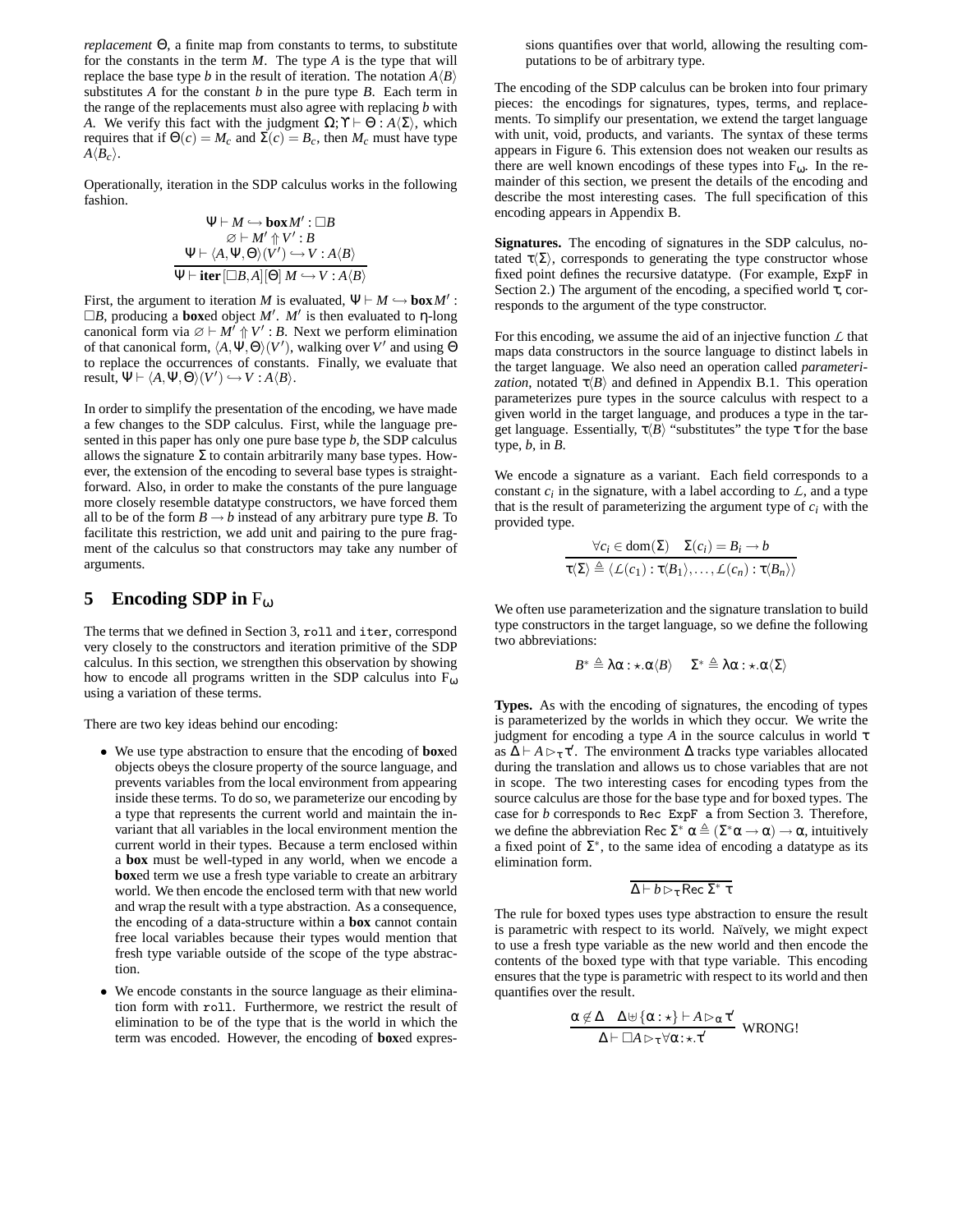*replacement* $\Theta$, a finite map from constants to terms, to substitute for the constants in the term $M$. The type $A$ is the type that will replace the base type $b$ in the result of iteration. The notation $A\langle B\rangle$ substitutes $A$ for the constant $b$ in the pure type $B$. Each term in the range of the replacements must also agree with replacing $b$ with $A$. We verify this fact with the judgment $\Omega;\Upsilon \vdash \Theta : A\langle\Sigma\rangle$, which requires that if $\Theta(c) = M_c$ and $\Sigma(c) = B_c$, then $M_c$ must have type $A\langle B_c\rangle$.

Operationally, iteration in the SDP calculus works in the following fashion.

$$\frac{\begin{array}{c}\Psi \vdash M \hookrightarrow \mathbf{box}\, M' : \Box B \\ \varnothing \vdash M' \Uparrow V' : B \\ \Psi \vdash \langle A, \Psi, \Theta\rangle(V') \hookrightarrow V : A\langle B\rangle\end{array}}{\Psi \vdash \mathbf{iter}\,[\Box B, A]\,[\Theta]\; M \hookrightarrow V : A\langle B\rangle}$$

First, the argument to iteration $M$ is evaluated, $\Psi \vdash M \hookrightarrow \mathbf{box}\, M' : \Box B$, producing a **box**ed object $M'$. $M'$ is then evaluated to $\eta$-long canonical form via $\varnothing \vdash M' \Uparrow V' : B$. Next we perform elimination of that canonical form, $\langle A, \Psi, \Theta\rangle(V')$, walking over $V'$ and using $\Theta$ to replace the occurrences of constants. Finally, we evaluate that result, $\Psi \vdash \langle A, \Psi, \Theta\rangle(V') \hookrightarrow V : A\langle B\rangle$.

In order to simplify the presentation of the encoding, we have made a few changes to the SDP calculus. First, while the language presented in this paper has only one pure base type $b$, the SDP calculus allows the signature $\Sigma$ to contain arbitrarily many base types. However, the extension of the encoding to several base types is straightforward. Also, in order to make the constants of the pure language more closely resemble datatype constructors, we have forced them all to be of the form $B \to b$ instead of any arbitrary pure type $B$. To facilitate this restriction, we add unit and pairing to the pure fragment of the calculus so that constructors may take any number of arguments.

## 5 Encoding SDP in $F_\omega$

The terms that we defined in Section 3, `roll` and `iter`, correspond very closely to the constructors and iteration primitive of the SDP calculus. In this section, we strengthen this observation by showing how to encode all programs written in the SDP calculus into $F_\omega$ using a variation of these terms.

There are two key ideas behind our encoding:

- We use type abstraction to ensure that the encoding of **box**ed objects obeys the closure property of the source language, and prevents variables from the local environment from appearing inside these terms. To do so, we parameterize our encoding by a type that represents the current world and maintain the invariant that all variables in the local environment mention the current world in their types. Because a term enclosed within a **box** must be well-typed in any world, when we encode a **box**ed term we use a fresh type variable to create an arbitrary world. We then encode the enclosed term with that new world and wrap the result with a type abstraction. As a consequence, the encoding of a data-structure within a **box** cannot contain free local variables because their types would mention that fresh type variable outside of the scope of the type abstraction.
- We encode constants in the source language as their elimination form with `roll`. Furthermore, we restrict the result of elimination to be of the type that is the world in which the term was encoded. However, the encoding of **box**ed expressions quantifies over that world, allowing the resulting computations to be of arbitrary type.

The encoding of the SDP calculus can be broken into four primary pieces: the encodings for signatures, types, terms, and replacements. To simplify our presentation, we extend the target language with unit, void, products, and variants. The syntax of these terms appears in Figure 6. This extension does not weaken our results as there are well known encodings of these types into $F_\omega$. In the remainder of this section, we present the details of the encoding and describe the most interesting cases. The full specification of this encoding appears in Appendix B.

**Signatures.** The encoding of signatures in the SDP calculus, notated $\tau\langle\Sigma\rangle$, corresponds to generating the type constructor whose fixed point defines the recursive datatype. (For example, `ExpF` in Section 2.) The argument of the encoding, a specified world $\tau$, corresponds to the argument of the type constructor.

For this encoding, we assume the aid of an injective function $\mathcal{L}$ that maps data constructors in the source language to distinct labels in the target language. We also need an operation called *parameterization*, notated $\tau\langle B\rangle$ and defined in Appendix B.1. This operation parameterizes pure types in the source calculus with respect to a given world in the target language, and produces a type in the target language. Essentially, $\tau\langle B\rangle$ "substitutes" the type $\tau$ for the base type, $b$, in $B$.

We encode a signature as a variant. Each field corresponds to a constant $c_i$ in the signature, with a label according to $\mathcal{L}$, and a type that is the result of parameterizing the argument type of $c_i$ with the provided type.

$$\frac{\forall c_i \in \mathrm{dom}(\Sigma) \quad \Sigma(c_i) = B_i \to b}{\tau\langle\Sigma\rangle \triangleq \langle \mathcal{L}(c_1) : \tau\langle B_1\rangle, \ldots, \mathcal{L}(c_n) : \tau\langle B_n\rangle\rangle}$$

We often use parameterization and the signature translation to build type constructors in the target language, so we define the following two abbreviations:

$$B^* \triangleq \lambda\alpha:\star.\alpha\langle B\rangle \qquad \Sigma^* \triangleq \lambda\alpha:\star.\alpha\langle\Sigma\rangle$$

**Types.** As with the encoding of signatures, the encoding of types is parameterized by the worlds in which they occur. We write the judgment for encoding a type $A$ in the source calculus in world $\tau$ as $\Delta \vdash A \rhd_\tau \tau'$. The environment $\Delta$ tracks type variables allocated during the translation and allows us to chose variables that are not in scope. The two interesting cases for encoding types from the source calculus are those for the base type and for boxed types. The case for $b$ corresponds to `Rec ExpF a` from Section 3. Therefore, we define the abbreviation $\mathsf{Rec}\ \Sigma^*\ \alpha \triangleq (\Sigma^*\alpha \to \alpha) \to \alpha$, intuitively a fixed point of $\Sigma^*$, to the same idea of encoding a datatype as its elimination form.

$$\frac{}{\Delta \vdash b \rhd_\tau \mathsf{Rec}\ \Sigma^*\ \tau}$$

The rule for boxed types uses type abstraction to ensure the result is parametric with respect to its world. Naïvely, we might expect to use a fresh type variable as the new world and then encode the contents of the boxed type with that type variable. This encoding ensures that the type is parametric with respect to its world and then quantifies over the result.

$$\frac{\alpha \notin \Delta \quad \Delta \uplus \{\alpha:\star\} \vdash A \rhd_\alpha \tau'}{\Delta \vdash \Box A \rhd_\tau \forall\alpha:\star.\tau'}\ \text{WRONG!}$$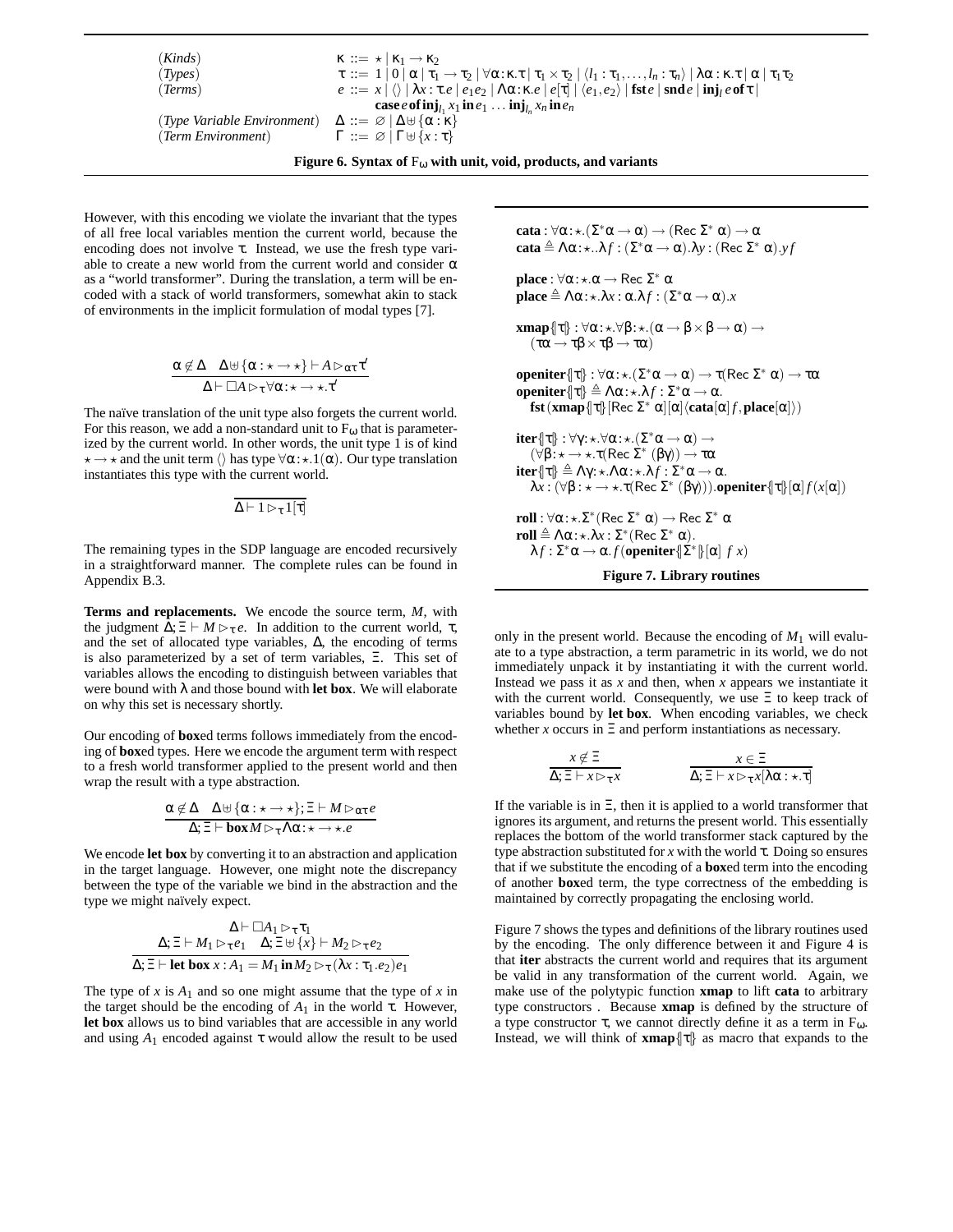$$
\begin{array}{lll}
(\textit{Kinds}) & \kappa ::= \star \mid \kappa_1 \to \kappa_2 \\
(\textit{Types}) & \tau ::= 1 \mid 0 \mid \alpha \mid \tau_1 \to \tau_2 \mid \forall \alpha : \kappa . \tau \mid \tau_1 \times \tau_2 \mid \langle l_1 : \tau_1, \ldots, l_n : \tau_n \rangle \mid \lambda \alpha : \kappa . \tau \mid \alpha \mid \tau_1 \tau_2 \\
(\textit{Terms}) & e ::= x \mid \langle\rangle \mid \lambda x : \tau . e \mid e_1 e_2 \mid \Lambda \alpha : \kappa . e \mid e[\tau] \mid \langle e_1, e_2 \rangle \mid \mathbf{fst}\, e \mid \mathbf{snd}\, e \mid \mathbf{inj}_l\, e\, \mathbf{of}\, \tau \mid \\
& \quad \mathbf{case}\, e\, \mathbf{of}\, \mathbf{inj}_{l_1} x_1\, \mathbf{in}\, e_1 \ldots \mathbf{inj}_{l_n} x_n\, \mathbf{in}\, e_n \\
(\textit{Type Variable Environment}) & \Delta ::= \varnothing \mid \Delta \uplus \{\alpha : \kappa\} \\
(\textit{Term Environment}) & \Gamma ::= \varnothing \mid \Gamma \uplus \{x : \tau\}
\end{array}
$$

**Figure 6. Syntax of $F_\omega$ with unit, void, products, and variants**

However, with this encoding we violate the invariant that the types of all free local variables mention the current world, because the encoding does not involve $\tau$. Instead, we use the fresh type variable to create a new world from the current world and consider $\alpha$ as a "world transformer". During the translation, a term will be encoded with a stack of world transformers, somewhat akin to stack of environments in the implicit formulation of modal types [7].

$$
\frac{\alpha \notin \Delta \quad \Delta \uplus \{\alpha : \star \to \star\} \vdash A \rhd_{\alpha\tau} \tau'}{\Delta \vdash \Box A \rhd_\tau \forall \alpha : \star \to \star . \tau'}
$$

The naïve translation of the unit type also forgets the current world. For this reason, we add a non-standard unit to $F_\omega$ that is parameterized by the current world. In other words, the unit type 1 is of kind $\star \to \star$ and the unit term $\langle\rangle$ has type $\forall \alpha : \star . 1(\alpha)$. Our type translation instantiates this type with the current world.

$$
\overline{\Delta \vdash 1 \rhd_\tau 1[\tau]}
$$

The remaining types in the SDP language are encoded recursively in a straightforward manner. The complete rules can be found in Appendix B.3.

**Terms and replacements.** We encode the source term, $M$, with the judgment $\Delta; \Xi \vdash M \rhd_\tau e$. In addition to the current world, $\tau$, and the set of allocated type variables, $\Delta$, the encoding of terms is also parameterized by a set of term variables, $\Xi$. This set of variables allows the encoding to distinguish between variables that were bound with $\lambda$ and those bound with **let box**. We will elaborate on why this set is necessary shortly.

Our encoding of **box**ed terms follows immediately from the encoding of **box**ed types. Here we encode the argument term with respect to a fresh world transformer applied to the present world and then wrap the result with a type abstraction.

$$
\frac{\alpha \notin \Delta \quad \Delta \uplus \{\alpha : \star \to \star\}; \Xi \vdash M \rhd_{\alpha\tau} e}{\Delta; \Xi \vdash \mathbf{box}\, M \rhd_\tau \Lambda \alpha : \star \to \star . e}
$$

We encode **let box** by converting it to an abstraction and application in the target language. However, one might note the discrepancy between the type of the variable we bind in the abstraction and the type we might naïvely expect.

$$
\frac{\begin{array}{c}\Delta \vdash \Box A_1 \rhd_\tau \tau_1 \\ \Delta; \Xi \vdash M_1 \rhd_\tau e_1 \quad \Delta; \Xi \uplus \{x\} \vdash M_2 \rhd_\tau e_2\end{array}}{\Delta; \Xi \vdash \mathbf{let\ box}\, x : A_1 = M_1\, \mathbf{in}\, M_2 \rhd_\tau (\lambda x : \tau_1 . e_2) e_1}
$$

The type of $x$ is $A_1$ and so one might assume that the type of $x$ in the target should be the encoding of $A_1$ in the world $\tau$. However, **let box** allows us to bind variables that are accessible in any world and using $A_1$ encoded against $\tau$ would allow the result to be used only in the present world. Because the encoding of $M_1$ will evaluate to a type abstraction, a term parametric in its world, we do not immediately unpack it by instantiating it with the current world. Instead we pass it as $x$ and then, when $x$ appears we instantiate it with the current world. Consequently, we use $\Xi$ to keep track of variables bound by **let box**. When encoding variables, we check whether $x$ occurs in $\Xi$ and perform instantiations as necessary.

$$
\frac{x \notin \Xi}{\Delta; \Xi \vdash x \rhd_\tau x} \qquad \frac{x \in \Xi}{\Delta; \Xi \vdash x \rhd_\tau x[\lambda \alpha : \star . \tau]}
$$

If the variable is in $\Xi$, then it is applied to a world transformer that ignores its argument, and returns the present world. This essentially replaces the bottom of the world transformer stack captured by the type abstraction substituted for $x$ with the world $\tau$. Doing so ensures that if we substitute the encoding of a **box**ed term into the encoding of another **box**ed term, the type correctness of the embedding is maintained by correctly propagating the enclosing world.

$$
\begin{array}{l}
\mathbf{cata} : \forall \alpha : \star . (\Sigma^* \alpha \to \alpha) \to (\mathsf{Rec}\ \Sigma^*\ \alpha) \to \alpha \\
\mathbf{cata} \triangleq \Lambda \alpha : \star . . \lambda f : (\Sigma^* \alpha \to \alpha) . \lambda y : (\mathsf{Rec}\ \Sigma^*\ \alpha) . y f \\[1em]
\mathbf{place} : \forall \alpha : \star . \alpha \to \mathsf{Rec}\ \Sigma^*\ \alpha \\
\mathbf{place} \triangleq \Lambda \alpha : \star . \lambda x : \alpha . \lambda f : (\Sigma^* \alpha \to \alpha) . x \\[1em]
\mathbf{xmap}\{\!|\tau|\!\} : \forall \alpha : \star . \forall \beta : \star . (\alpha \to \beta \times \beta \to \alpha) \to \\
\quad (\tau\alpha \to \tau\beta \times \tau\beta \to \tau\alpha) \\[1em]
\mathbf{openiter}\{\!|\tau|\!\} : \forall \alpha : \star . (\Sigma^* \alpha \to \alpha) \to \tau(\mathsf{Rec}\ \Sigma^*\ \alpha) \to \tau\alpha \\
\mathbf{openiter}\{\!|\tau|\!\} \triangleq \Lambda \alpha : \star . \lambda f : \Sigma^* \alpha \to \alpha . \\
\quad \mathbf{fst}\, (\mathbf{xmap}\{\!|\tau|\!\}[\mathsf{Rec}\ \Sigma^*\ \alpha][\alpha] \langle \mathbf{cata}[\alpha]\, f, \mathbf{place}[\alpha] \rangle) \\[1em]
\mathbf{iter}\{\!|\tau|\!\} : \forall \gamma : \star . \forall \alpha : \star . (\Sigma^* \alpha \to \alpha) \to \\
\quad (\forall \beta : \star \to \star . \tau(\mathsf{Rec}\ \Sigma^*\ (\beta\gamma)) \to \tau\alpha \\
\mathbf{iter}\{\!|\tau|\!\} \triangleq \Lambda \gamma : \star . \Lambda \alpha : \star . \lambda f : \Sigma^* \alpha \to \alpha . \\
\quad \lambda x : (\forall \beta : \star \to \star . \tau(\mathsf{Rec}\ \Sigma^*\ (\beta\gamma))) . \mathbf{openiter}\{\!|\tau|\!\}[\alpha]\, f(x[\alpha]) \\[1em]
\mathbf{roll} : \forall \alpha : \star . \Sigma^* (\mathsf{Rec}\ \Sigma^*\ \alpha) \to \mathsf{Rec}\ \Sigma^*\ \alpha \\
\mathbf{roll} \triangleq \Lambda \alpha : \star . \lambda x : \Sigma^* (\mathsf{Rec}\ \Sigma^*\ \alpha) . \\
\quad \lambda f : \Sigma^* \alpha \to \alpha . f(\mathbf{openiter}\{\!|\Sigma^*|\!\}[\alpha]\ f\ x)
\end{array}
$$

**Figure 7. Library routines**

Figure 7 shows the types and definitions of the library routines used by the encoding. The only difference between it and Figure 4 is that **iter** abstracts the current world and requires that its argument be valid in any transformation of the current world. Again, we make use of the polytypic function **xmap** to lift **cata** to arbitrary type constructors . Because **xmap** is defined by the structure of a type constructor $\tau$, we cannot directly define it as a term in $F_\omega$. Instead, we will think of $\mathbf{xmap}\{\!|\tau|\!\}$ as macro that expands to the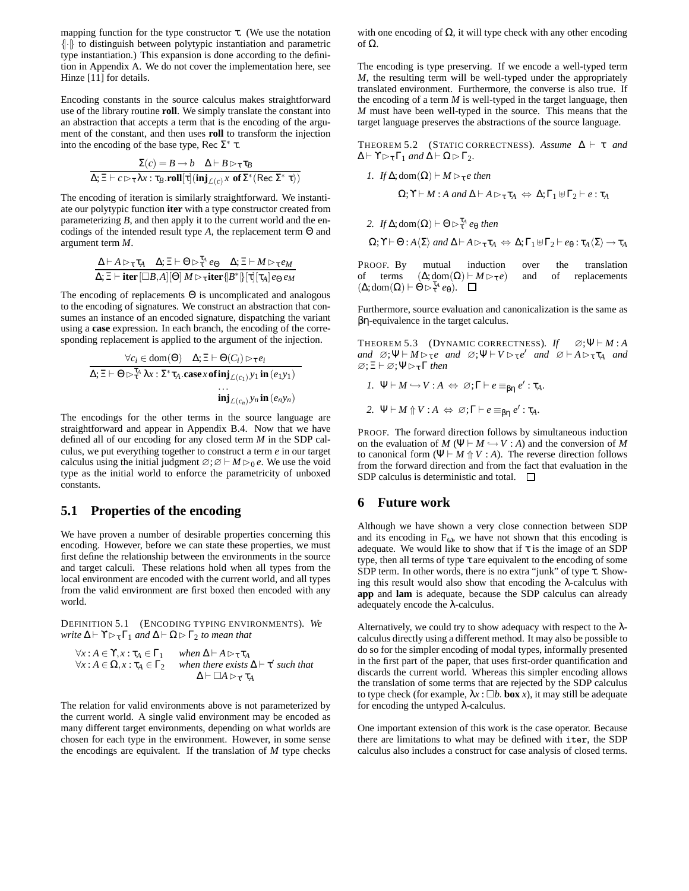mapping function for the type constructor $\tau$. (We use the notation $\{\!|\cdot|\!\}$ to distinguish between polytypic instantiation and parametric type instantiation.) This expansion is done according to the definition in Appendix A. We do not cover the implementation here, see Hinze [11] for details.

Encoding constants in the source calculus makes straightforward use of the library routine **roll**. We simply translate the constant into an abstraction that accepts a term that is the encoding of the argument of the constant, and then uses **roll** to transform the injection into the encoding of the base type, $\mathsf{Rec}\ \Sigma^*\ \tau$.

$$\frac{\Sigma(c) = B \to b \quad \Delta \vdash B \rhd_\tau \tau_B}{\Delta; \Xi \vdash c \rhd_\tau \lambda x : \tau_B.\mathbf{roll}[\tau](\mathbf{inj}_{\mathcal{L}(c)}\, x \ \mathbf{of}\ \Sigma^*(\mathsf{Rec}\ \Sigma^*\ \tau))}$$

The encoding of iteration is similarly straightforward. We instantiate our polytypic function **iter** with a type constructor created from parameterizing $B$, and then apply it to the current world and the encodings of the intended result type $A$, the replacement term $\Theta$ and argument term $M$.

$$\frac{\Delta \vdash A \rhd_\tau \tau_A \quad \Delta; \Xi \vdash \Theta \rhd_\tau^{\tau_A} e_\Theta \quad \Delta; \Xi \vdash M \rhd_\tau e_M}{\Delta; \Xi \vdash \mathbf{iter}\,[\Box B, A][\Theta]\ M \rhd_\tau \mathbf{iter}\{\!|B^*|\!\}[\tau][\tau_A]\, e_\Theta\, e_M}$$

The encoding of replacements $\Theta$ is uncomplicated and analogous to the encoding of signatures. We construct an abstraction that consumes an instance of an encoded signature, dispatching the variant using a **case** expression. In each branch, the encoding of the corresponding replacement is applied to the argument of the injection.

$$\frac{\forall c_i \in \mathrm{dom}(\Theta) \quad \Delta; \Xi \vdash \Theta(C_i) \rhd_\tau e_i}{\begin{array}{l}\Delta; \Xi \vdash \Theta \rhd_\tau^{\tau_A} \lambda x : \Sigma^* \tau_A.\mathbf{case}\, x\, \mathbf{of}\, \mathbf{inj}_{\mathcal{L}(c_1)}\, y_1\, \mathbf{in}\,(e_1 y_1) \\ \qquad\qquad\qquad\qquad\qquad\qquad \ldots \\ \qquad\qquad\qquad\qquad\qquad\qquad \mathbf{inj}_{\mathcal{L}(c_n)}\, y_n\, \mathbf{in}\,(e_n y_n)\end{array}}$$

The encodings for the other terms in the source language are straightforward and appear in Appendix B.4. Now that we have defined all of our encoding for any closed term $M$ in the SDP calculus, we put everything together to construct a term $e$ in our target calculus using the initial judgment $\varnothing; \varnothing \vdash M \rhd_0 e$. We use the void type as the initial world to enforce the parametricity of unboxed constants.

## 5.1 Properties of the encoding

We have proven a number of desirable properties concerning this encoding. However, before we can state these properties, we must first define the relationship between the environments in the source and target calculi. These relations hold when all types from the local environment are encoded with the current world, and all types from the valid environment are first boxed then encoded with any world.

DEFINITION 5.1 (ENCODING TYPING ENVIRONMENTS). *We write* $\Delta \vdash \Upsilon \rhd_\tau \Gamma_1$ *and* $\Delta \vdash \Omega \rhd \Gamma_2$ *to mean that*

$\forall x : A \in \Upsilon, x : \tau_A \in \Gamma_1$ *when* $\Delta \vdash A \rhd_\tau \tau_A$
$\forall x : A \in \Omega, x : \tau_A \in \Gamma_2$ *when there exists* $\Delta \vdash \tau'$ *such that* $\Delta \vdash \Box A \rhd_{\tau'} \tau_A$

The relation for valid environments above is not parameterized by the current world. A single valid environment may be encoded as many different target environments, depending on what worlds are chosen for each type in the environment. However, in some sense the encodings are equivalent. If the translation of $M$ type checks with one encoding of $\Omega$, it will type check with any other encoding of $\Omega$.

The encoding is type preserving. If we encode a well-typed term $M$, the resulting term will be well-typed under the appropriately translated environment. Furthermore, the converse is also true. If the encoding of a term $M$ is well-typed in the target language, then $M$ must have been well-typed in the source. This means that the target language preserves the abstractions of the source language.

THEOREM 5.2 (STATIC CORRECTNESS). *Assume* $\Delta \vdash \tau$ *and* $\Delta \vdash \Upsilon \rhd_\tau \Gamma_1$ *and* $\Delta \vdash \Omega \rhd \Gamma_2$.

1. *If* $\Delta; \mathrm{dom}(\Omega) \vdash M \rhd_\tau e$ *then*
$$\Omega; \Upsilon \vdash M : A \text{ and } \Delta \vdash A \rhd_\tau \tau_A \Leftrightarrow \Delta; \Gamma_1 \uplus \Gamma_2 \vdash e : \tau_A$$

2. *If* $\Delta; \mathrm{dom}(\Omega) \vdash \Theta \rhd_\tau^{\tau_A} e_\Theta$ *then*
$$\Omega; \Upsilon \vdash \Theta : A\langle\Sigma\rangle \text{ and } \Delta \vdash A \rhd_\tau \tau_A \Leftrightarrow \Delta; \Gamma_1 \uplus \Gamma_2 \vdash e_\Theta : \tau_A\langle\Sigma\rangle \to \tau_A$$

PROOF. By mutual induction over the translation of terms $(\Delta; \mathrm{dom}(\Omega) \vdash M \rhd_\tau e)$ and of replacements $(\Delta; \mathrm{dom}(\Omega) \vdash \Theta \rhd_\tau^{\tau_A} e_\Theta)$. $\square$

Furthermore, source evaluation and canonicalization is the same as $\beta\eta$-equivalence in the target calculus.

THEOREM 5.3 (DYNAMIC CORRECTNESS). *If* $\varnothing; \Psi \vdash M : A$ *and* $\varnothing; \Psi \vdash M \rhd_\tau e$ *and* $\varnothing; \Psi \vdash V \rhd_\tau e'$ *and* $\varnothing \vdash A \rhd_\tau \tau_A$ *and* $\varnothing; \Xi \vdash \varnothing; \Psi \rhd_\tau \Gamma$ *then*

1. $\Psi \vdash M \hookrightarrow V : A \Leftrightarrow \varnothing; \Gamma \vdash e \equiv_{\beta\eta} e' : \tau_A$.
2. $\Psi \vdash M \Uparrow V : A \Leftrightarrow \varnothing; \Gamma \vdash e \equiv_{\beta\eta} e' : \tau_A$.

PROOF. The forward direction follows by simultaneous induction on the evaluation of $M$ ($\Psi \vdash M \hookrightarrow V : A$) and the conversion of $M$ to canonical form ($\Psi \vdash M \Uparrow V : A$). The reverse direction follows from the forward direction and from the fact that evaluation in the SDP calculus is deterministic and total. $\square$

# 6 Future work

Although we have shown a very close connection between SDP and its encoding in $F_\omega$, we have not shown that this encoding is adequate. We would like to show that if $\tau$ is the image of an SDP type, then all terms of type $\tau$ are equivalent to the encoding of some SDP term. In other words, there is no extra "junk" of type $\tau$. Showing this result would also show that encoding the $\lambda$-calculus with **app** and **lam** is adequate, because the SDP calculus can already adequately encode the $\lambda$-calculus.

Alternatively, we could try to show adequacy with respect to the $\lambda$-calculus directly using a different method. It may also be possible to do so for the simpler encoding of modal types, informally presented in the first part of the paper, that uses first-order quantification and discards the current world. Whereas this simpler encoding allows the translation of some terms that are rejected by the SDP calculus to type check (for example, $\lambda x : \Box b.\ \mathbf{box}\ x$), it may still be adequate for encoding the untyped $\lambda$-calculus.

One important extension of this work is the case operator. Because there are limitations to what may be defined with `iter`, the SDP calculus also includes a construct for case analysis of closed terms.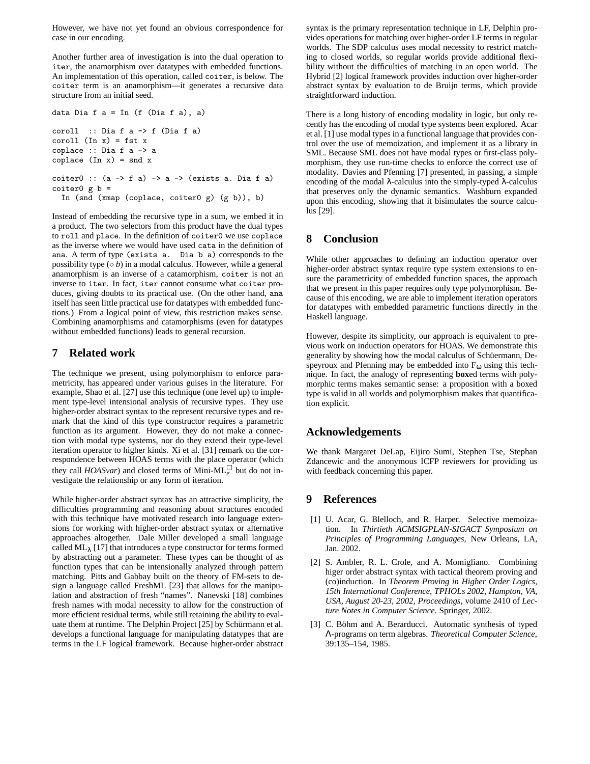However, we have not yet found an obvious correspondence for case in our encoding.

Another further area of investigation is into the dual operation to iter, the anamorphism over datatypes with embedded functions. An implementation of this operation, called coiter, is below. The coiter term is an anamorphism—it generates a recursive data structure from an initial seed.

```
data Dia f a = In (f (Dia f a), a)

coroll  :: Dia f a -> f (Dia f a)
coroll (In x) = fst x
coplace :: Dia f a -> a
coplace (In x) = snd x

coiter0 :: (a -> f a) -> a -> (exists a. Dia f a)
coiter0 g b =
  In (snd (xmap (coplace, coiter0 g) (g b)), b)
```

Instead of embedding the recursive type in a sum, we embed it in a product. The two selectors from this product have the dual types to roll and place. In the definition of coiter0 we use coplace as the inverse where we would have used cata in the definition of ana. A term of type (exists a. Dia b a) corresponds to the possibility type ($\diamond b$) in a modal calculus. However, while a general anamorphism is an inverse of a catamorphism, coiter is not an inverse to iter. In fact, iter cannot consume what coiter produces, giving doubts to its practical use. (On the other hand, ana itself has seen little practical use for datatypes with embedded functions.) From a logical point of view, this restriction makes sense. Combining anamorphisms and catamorphisms (even for datatypes without embedded functions) leads to general recursion.

## 7 Related work

The technique we present, using polymorphism to enforce parametricity, has appeared under various guises in the literature. For example, Shao et al. [27] use this technique (one level up) to implement type-level intensional analysis of recursive types. They use higher-order abstract syntax to the represent recursive types and remark that the kind of this type constructor requires a parametric function as its argument. However, they do not make a connection with modal type systems, nor do they extend their type-level iteration operator to higher kinds. Xi et al. [31] remark on the correspondence between HOAS terms with the place operator (which they call *HOASvar*) and closed terms of Mini-ML$^{\Box}_{e}$ but do not investigate the relationship or any form of iteration.

While higher-order abstract syntax has an attractive simplicity, the difficulties programming and reasoning about structures encoded with this technique have motivated research into language extensions for working with higher-order abstract syntax or alternative approaches altogether. Dale Miller developed a small language called $ML_{\lambda}$ [17] that introduces a type constructor for terms formed by abstracting out a parameter. These types can be thought of as function types that can be intensionally analyzed through pattern matching. Pitts and Gabbay built on the theory of FM-sets to design a language called FreshML [23] that allows for the manipulation and abstraction of fresh "names". Nanevski [18] combines fresh names with modal necessity to allow for the construction of more efficient residual terms, while still retaining the ability to evaluate them at runtime. The Delphin Project [25] by Schürmann et al. develops a functional language for manipulating datatypes that are terms in the LF logical framework. Because higher-order abstract syntax is the primary representation technique in LF, Delphin provides operations for matching over higher-order LF terms in regular worlds. The SDP calculus uses modal necessity to restrict matching to closed worlds, so regular worlds provide additional flexibility without the difficulties of matching in an open world. The Hybrid [2] logical framework provides induction over higher-order abstract syntax by evaluation to de Bruijn terms, which provide straightforward induction.

There is a long history of encoding modality in logic, but only recently has the encoding of modal type systems been explored. Acar et al. [1] use modal types in a functional language that provides control over the use of memoization, and implement it as a library in SML. Because SML does not have modal types or first-class polymorphism, they use run-time checks to enforce the correct use of modality. Davies and Pfenning [7] presented, in passing, a simple encoding of the modal λ-calculus into the simply-typed λ-calculus that preserves only the dynamic semantics. Washburn expanded upon this encoding, showing that it bisimulates the source calculus [29].

## 8 Conclusion

While other approaches to defining an induction operator over higher-order abstract syntax require type system extensions to ensure the parametricity of embedded function spaces, the approach that we present in this paper requires only type polymorphism. Because of this encoding, we are able to implement iteration operators for datatypes with embedded parametric functions directly in the Haskell language.

However, despite its simplicity, our approach is equivalent to previous work on induction operators for HOAS. We demonstrate this generality by showing how the modal calculus of Schüermann, Despeyroux and Pfenning may be embedded into $F_{\omega}$ using this technique. In fact, the analogy of representing **box**ed terms with polymorphic terms makes semantic sense: a proposition with a boxed type is valid in all worlds and polymorphism makes that quantification explicit.

## Acknowledgements

We thank Margaret DeLap, Eijiro Sumi, Stephen Tse, Stephan Zdancewic and the anonymous ICFP reviewers for providing us with feedback concerning this paper.

## 9 References

[1] U. Acar, G. Blelloch, and R. Harper. Selective memoization. In *Thirtieth ACMSIGPLAN-SIGACT Symposium on Principles of Programming Languages*, New Orleans, LA, Jan. 2002.

[2] S. Ambler, R. L. Crole, and A. Momigliano. Combining higer order abstract syntax with tactical theorem proving and (co)induction. In *Theorem Proving in Higher Order Logics, 15th International Conference, TPHOLs 2002, Hampton, VA, USA, August 20-23, 2002, Proceedings*, volume 2410 of *Lecture Notes in Computer Science*. Springer, 2002.

[3] C. Böhm and A. Berarducci. Automatic synthesis of typed Λ-programs on term algebras. *Theoretical Computer Science*, 39:135–154, 1985.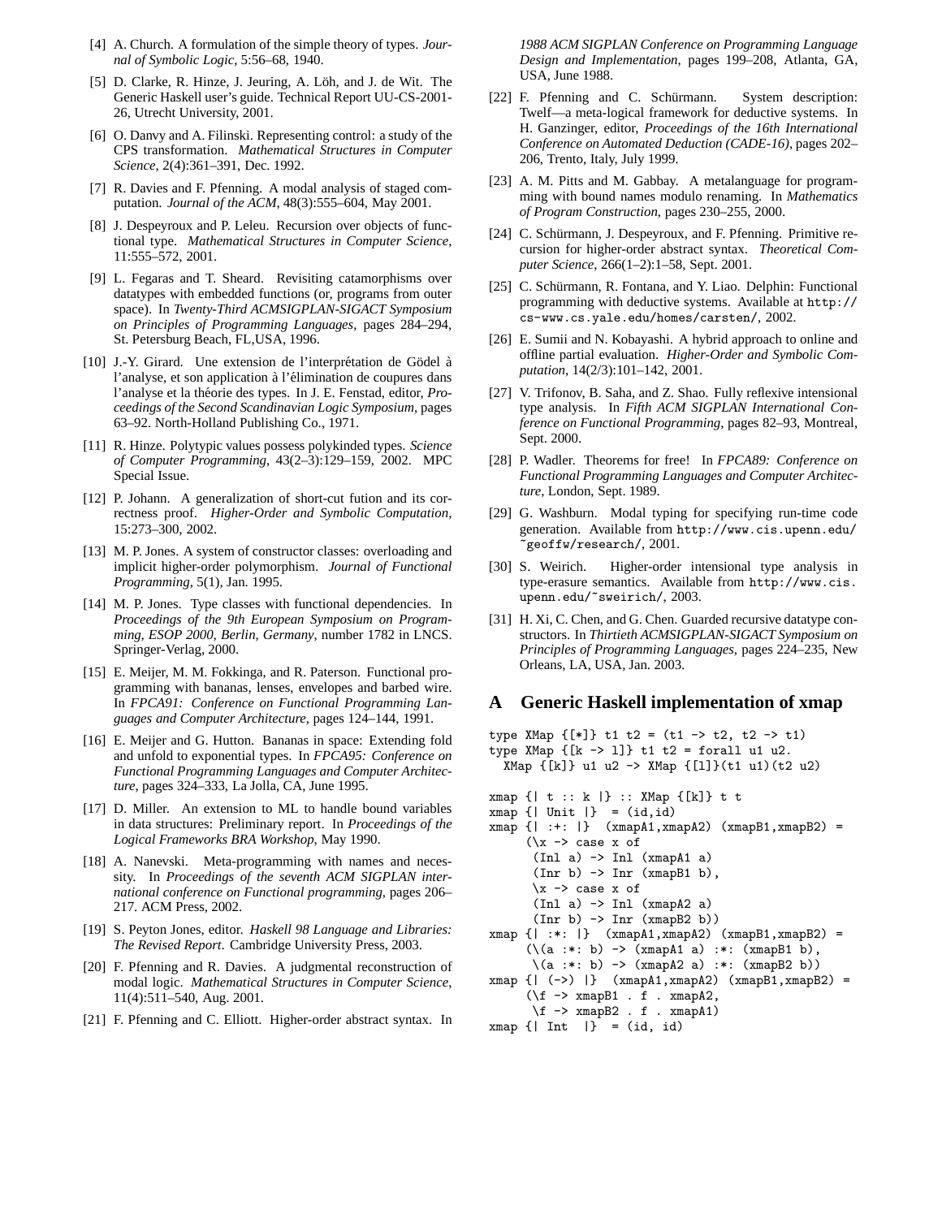[4] A. Church. A formulation of the simple theory of types. *Journal of Symbolic Logic*, 5:56–68, 1940.

[5] D. Clarke, R. Hinze, J. Jeuring, A. Löh, and J. de Wit. The Generic Haskell user's guide. Technical Report UU-CS-2001-26, Utrecht University, 2001.

[6] O. Danvy and A. Filinski. Representing control: a study of the CPS transformation. *Mathematical Structures in Computer Science*, 2(4):361–391, Dec. 1992.

[7] R. Davies and F. Pfenning. A modal analysis of staged computation. *Journal of the ACM*, 48(3):555–604, May 2001.

[8] J. Despeyroux and P. Leleu. Recursion over objects of functional type. *Mathematical Structures in Computer Science*, 11:555–572, 2001.

[9] L. Fegaras and T. Sheard. Revisiting catamorphisms over datatypes with embedded functions (or, programs from outer space). In *Twenty-Third ACMSIGPLAN-SIGACT Symposium on Principles of Programming Languages*, pages 284–294, St. Petersburg Beach, FL,USA, 1996.

[10] J.-Y. Girard. Une extension de l'interprétation de Gödel à l'analyse, et son application à l'élimination de coupures dans l'analyse et la théorie des types. In J. E. Fenstad, editor, *Proceedings of the Second Scandinavian Logic Symposium*, pages 63–92. North-Holland Publishing Co., 1971.

[11] R. Hinze. Polytypic values possess polykinded types. *Science of Computer Programming*, 43(2–3):129–159, 2002. MPC Special Issue.

[12] P. Johann. A generalization of short-cut fution and its correctness proof. *Higher-Order and Symbolic Computation*, 15:273–300, 2002.

[13] M. P. Jones. A system of constructor classes: overloading and implicit higher-order polymorphism. *Journal of Functional Programming*, 5(1), Jan. 1995.

[14] M. P. Jones. Type classes with functional dependencies. In *Proceedings of the 9th European Symposium on Programming, ESOP 2000, Berlin, Germany*, number 1782 in LNCS. Springer-Verlag, 2000.

[15] E. Meijer, M. M. Fokkinga, and R. Paterson. Functional programming with bananas, lenses, envelopes and barbed wire. In *FPCA91: Conference on Functional Programming Languages and Computer Architecture*, pages 124–144, 1991.

[16] E. Meijer and G. Hutton. Bananas in space: Extending fold and unfold to exponential types. In *FPCA95: Conference on Functional Programming Languages and Computer Architecture*, pages 324–333, La Jolla, CA, June 1995.

[17] D. Miller. An extension to ML to handle bound variables in data structures: Preliminary report. In *Proceedings of the Logical Frameworks BRA Workshop*, May 1990.

[18] A. Nanevski. Meta-programming with names and necessity. In *Proceedings of the seventh ACM SIGPLAN international conference on Functional programming*, pages 206–217. ACM Press, 2002.

[19] S. Peyton Jones, editor. *Haskell 98 Language and Libraries: The Revised Report*. Cambridge University Press, 2003.

[20] F. Pfenning and R. Davies. A judgmental reconstruction of modal logic. *Mathematical Structures in Computer Science*, 11(4):511–540, Aug. 2001.

[21] F. Pfenning and C. Elliott. Higher-order abstract syntax. In *1988 ACM SIGPLAN Conference on Programming Language Design and Implementation*, pages 199–208, Atlanta, GA, USA, June 1988.

[22] F. Pfenning and C. Schürmann. System description: Twelf—a meta-logical framework for deductive systems. In H. Ganzinger, editor, *Proceedings of the 16th International Conference on Automated Deduction (CADE-16)*, pages 202–206, Trento, Italy, July 1999.

[23] A. M. Pitts and M. Gabbay. A metalanguage for programming with bound names modulo renaming. In *Mathematics of Program Construction*, pages 230–255, 2000.

[24] C. Schürmann, J. Despeyroux, and F. Pfenning. Primitive recursion for higher-order abstract syntax. *Theoretical Computer Science*, 266(1–2):1–58, Sept. 2001.

[25] C. Schürmann, R. Fontana, and Y. Liao. Delphin: Functional programming with deductive systems. Available at `http://cs-www.cs.yale.edu/homes/carsten/`, 2002.

[26] E. Sumii and N. Kobayashi. A hybrid approach to online and offline partial evaluation. *Higher-Order and Symbolic Computation*, 14(2/3):101–142, 2001.

[27] V. Trifonov, B. Saha, and Z. Shao. Fully reflexive intensional type analysis. In *Fifth ACM SIGPLAN International Conference on Functional Programming*, pages 82–93, Montreal, Sept. 2000.

[28] P. Wadler. Theorems for free! In *FPCA89: Conference on Functional Programming Languages and Computer Architecture*, London, Sept. 1989.

[29] G. Washburn. Modal typing for specifying run-time code generation. Available from `http://www.cis.upenn.edu/~geoffw/research/`, 2001.

[30] S. Weirich. Higher-order intensional type analysis in type-erasure semantics. Available from `http://www.cis.upenn.edu/~sweirich/`, 2003.

[31] H. Xi, C. Chen, and G. Chen. Guarded recursive datatype constructors. In *Thirtieth ACMSIGPLAN-SIGACT Symposium on Principles of Programming Languages*, pages 224–235, New Orleans, LA, USA, Jan. 2003.

## A Generic Haskell implementation of xmap

```
type XMap {[*]} t1 t2 = (t1 -> t2, t2 -> t1)
type XMap {[k -> l]} t1 t2 = forall u1 u2.
  XMap {[k]} u1 u2 -> XMap {[l]}(t1 u1)(t2 u2)

xmap {| t :: k |} :: XMap {[k]} t t
xmap {| Unit |}  = (id,id)
xmap {| :+: |}  (xmapA1,xmapA2) (xmapB1,xmapB2) =
     (\x -> case x of
      (Inl a) -> Inl (xmapA1 a)
      (Inr b) -> Inr (xmapB1 b),
      \x -> case x of
      (Inl a) -> Inl (xmapA2 a)
      (Inr b) -> Inr (xmapB2 b))
xmap {| :*: |}  (xmapA1,xmapA2) (xmapB1,xmapB2) =
     (\(a :*: b) -> (xmapA1 a) :*: (xmapB1 b),
      \(a :*: b) -> (xmapA2 a) :*: (xmapB2 b))
xmap {| (->) |}  (xmapA1,xmapA2) (xmapB1,xmapB2) =
     (\f -> xmapB1 . f . xmapA2,
      \f -> xmapB2 . f . xmapA1)
xmap {| Int  |}  = (id, id)
```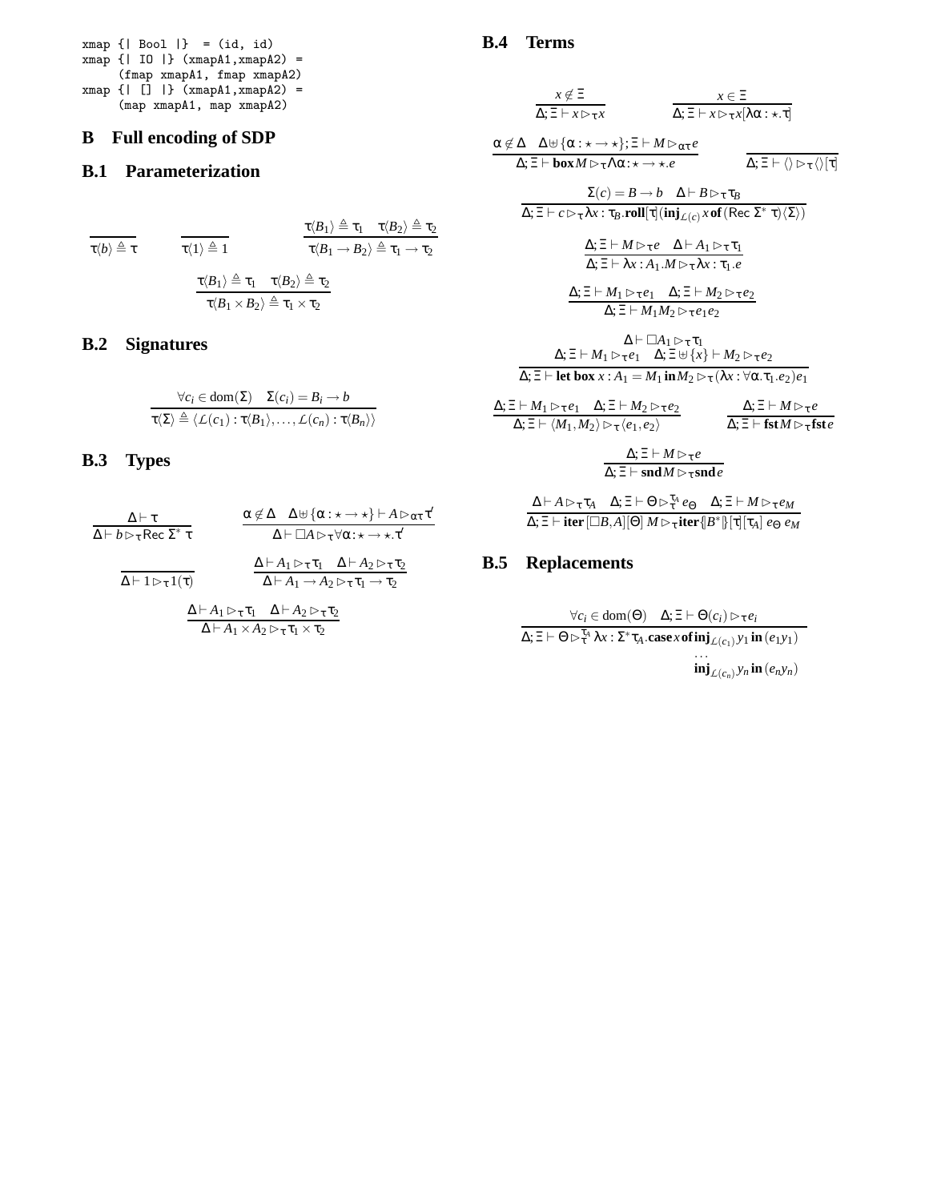```
xmap {| Bool |}  = (id, id)
xmap {| IO |} (xmapA1,xmapA2) =
     (fmap xmapA1, fmap xmapA2)
xmap {| [] |} (xmapA1,xmapA2) =
     (map xmapA1, map xmapA2)
```

# B Full encoding of SDP

## B.1 Parameterization

$$\frac{}{\tau\langle b\rangle \triangleq \tau} \qquad \frac{}{\tau\langle 1\rangle \triangleq 1} \qquad \frac{\tau\langle B_1\rangle \triangleq \tau_1 \quad \tau\langle B_2\rangle \triangleq \tau_2}{\tau\langle B_1 \to B_2\rangle \triangleq \tau_1 \to \tau_2}$$

$$\frac{\tau\langle B_1\rangle \triangleq \tau_1 \quad \tau\langle B_2\rangle \triangleq \tau_2}{\tau\langle B_1 \times B_2\rangle \triangleq \tau_1 \times \tau_2}$$

## B.2 Signatures

$$\frac{\forall c_i \in \mathrm{dom}(\Sigma) \quad \Sigma(c_i) = B_i \to b}{\tau\langle\Sigma\rangle \triangleq \langle \mathcal{L}(c_1) : \tau\langle B_1\rangle, \ldots, \mathcal{L}(c_n) : \tau\langle B_n\rangle\rangle}$$

## B.3 Types

$$\frac{\Delta \vdash \tau}{\Delta \vdash b \rhd_\tau \mathsf{Rec}\ \Sigma^*\ \tau} \qquad \frac{\alpha \notin \Delta \quad \Delta \uplus \{\alpha : \star \to \star\} \vdash A \rhd_{\alpha\tau} \tau'}{\Delta \vdash \Box A \rhd_\tau \forall \alpha : \star \to \star.\tau'}$$

$$\frac{}{\Delta \vdash 1 \rhd_\tau 1(\tau)} \qquad \frac{\Delta \vdash A_1 \rhd_\tau \tau_1 \quad \Delta \vdash A_2 \rhd_\tau \tau_2}{\Delta \vdash A_1 \to A_2 \rhd_\tau \tau_1 \to \tau_2}$$

$$\frac{\Delta \vdash A_1 \rhd_\tau \tau_1 \quad \Delta \vdash A_2 \rhd_\tau \tau_2}{\Delta \vdash A_1 \times A_2 \rhd_\tau \tau_1 \times \tau_2}$$

## B.4 Terms

$$\frac{x \notin \Xi}{\Delta; \Xi \vdash x \rhd_\tau x} \qquad \frac{x \in \Xi}{\Delta; \Xi \vdash x \rhd_\tau x[\lambda\alpha : \star.\tau]}$$

$$\frac{\alpha \notin \Delta \quad \Delta \uplus \{\alpha : \star \to \star\}; \Xi \vdash M \rhd_{\alpha\tau} e}{\Delta; \Xi \vdash \mathbf{box}\, M \rhd_\tau \Lambda\alpha : \star \to \star.e} \qquad \frac{}{\Delta; \Xi \vdash \langle\rangle \rhd_\tau \langle\rangle[\tau]}$$

$$\frac{\Sigma(c) = B \to b \quad \Delta \vdash B \rhd_\tau \tau_B}{\Delta; \Xi \vdash c \rhd_\tau \lambda x : \tau_B.\mathbf{roll}[\tau](\mathbf{inj}_{\mathcal{L}(c)}\, x\, \mathbf{of}\, (\mathsf{Rec}\ \Sigma^*\ \tau)\langle\Sigma\rangle)}$$

$$\frac{\Delta; \Xi \vdash M \rhd_\tau e \quad \Delta \vdash A_1 \rhd_\tau \tau_1}{\Delta; \Xi \vdash \lambda x : A_1.M \rhd_\tau \lambda x : \tau_1.e}$$

$$\frac{\Delta; \Xi \vdash M_1 \rhd_\tau e_1 \quad \Delta; \Xi \vdash M_2 \rhd_\tau e_2}{\Delta; \Xi \vdash M_1 M_2 \rhd_\tau e_1 e_2}$$

$$\frac{\begin{array}{c}\Delta \vdash \Box A_1 \rhd_\tau \tau_1 \\ \Delta; \Xi \vdash M_1 \rhd_\tau e_1 \quad \Delta; \Xi \uplus \{x\} \vdash M_2 \rhd_\tau e_2\end{array}}{\Delta; \Xi \vdash \mathbf{let\ box}\ x : A_1 = M_1\ \mathbf{in}\, M_2 \rhd_\tau (\lambda x : \forall\alpha.\tau_1.e_2) e_1}$$

$$\frac{\Delta; \Xi \vdash M_1 \rhd_\tau e_1 \quad \Delta; \Xi \vdash M_2 \rhd_\tau e_2}{\Delta; \Xi \vdash \langle M_1, M_2\rangle \rhd_\tau \langle e_1, e_2\rangle} \qquad \frac{\Delta; \Xi \vdash M \rhd_\tau e}{\Delta; \Xi \vdash \mathbf{fst}\, M \rhd_\tau \mathbf{fst}\, e}$$

$$\frac{\Delta; \Xi \vdash M \rhd_\tau e}{\Delta; \Xi \vdash \mathbf{snd}\, M \rhd_\tau \mathbf{snd}\, e}$$

$$\frac{\Delta \vdash A \rhd_\tau \tau_A \quad \Delta; \Xi \vdash \Theta \rhd_\tau^{\tau_A} e_\Theta \quad \Delta; \Xi \vdash M \rhd_\tau e_M}{\Delta; \Xi \vdash \mathbf{iter}\, [\Box B, A][\Theta]\ M \rhd_\tau \mathbf{iter}\{\!|B^*|\!\}[\tau][\tau_A]\ e_\Theta\ e_M}$$

## B.5 Replacements

$$\frac{\forall c_i \in \mathrm{dom}(\Theta) \quad \Delta; \Xi \vdash \Theta(c_i) \rhd_\tau e_i}{\begin{array}{l}\Delta; \Xi \vdash \Theta \rhd_\tau^{\tau_A} \lambda x : \Sigma^* \tau_A.\mathbf{case}\, x\, \mathbf{of}\, \mathbf{inj}_{\mathcal{L}(c_1)}\, y_1\, \mathbf{in}\, (e_1 y_1) \\ \qquad\qquad\qquad\qquad\qquad\qquad \ldots \\ \qquad\qquad\qquad\qquad\qquad\qquad \mathbf{inj}_{\mathcal{L}(c_n)}\, y_n\, \mathbf{in}\, (e_n y_n)\end{array}}$$